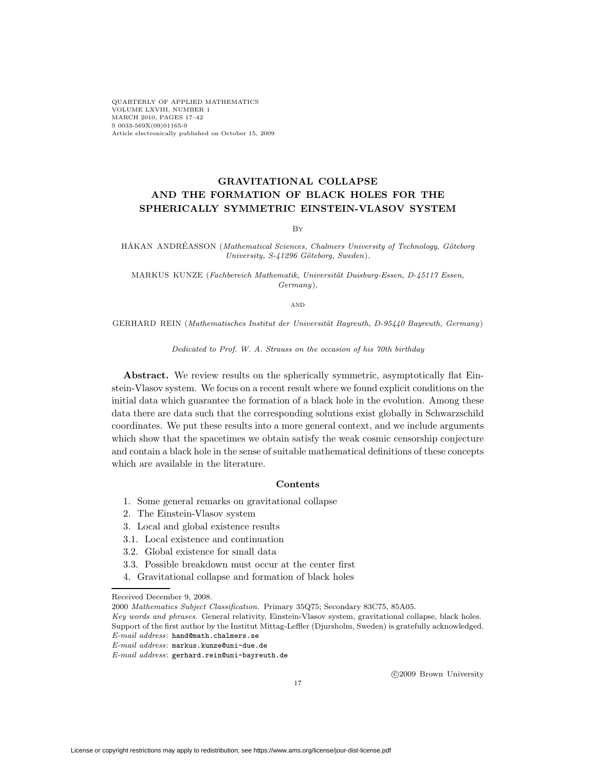QUARTERLY OF APPLIED MATHEMATICS
VOLUME LXVIII, NUMBER 1
MARCH 2010, PAGES 17–42
S 0033-569X(09)01165-9
Article electronically published on October 15, 2009

# GRAVITATIONAL COLLAPSE AND THE FORMATION OF BLACK HOLES FOR THE SPHERICALLY SYMMETRIC EINSTEIN-VLASOV SYSTEM

By

HÅKAN ANDRÉASSON (*Mathematical Sciences, Chalmers University of Technology, Göteborg University, S-41296 Göteborg, Sweden*),

MARKUS KUNZE (*Fachbereich Mathematik, Universität Duisburg-Essen, D-45117 Essen, Germany*),

AND

GERHARD REIN (*Mathematisches Institut der Universität Bayreuth, D-95440 Bayreuth, Germany*)

*Dedicated to Prof. W. A. Strauss on the occasion of his 70th birthday*

**Abstract.** We review results on the spherically symmetric, asymptotically flat Einstein-Vlasov system. We focus on a recent result where we found explicit conditions on the initial data which guarantee the formation of a black hole in the evolution. Among these data there are data such that the corresponding solutions exist globally in Schwarzschild coordinates. We put these results into a more general context, and we include arguments which show that the spacetimes we obtain satisfy the weak cosmic censorship conjecture and contain a black hole in the sense of suitable mathematical definitions of these concepts which are available in the literature.

### Contents

1. Some general remarks on gravitational collapse
2. The Einstein-Vlasov system
3. Local and global existence results
3.1. Local existence and continuation
3.2. Global existence for small data
3.3. Possible breakdown must occur at the center first
4. Gravitational collapse and formation of black holes

Received December 9, 2008.

2000 *Mathematics Subject Classification.* Primary 35Q75; Secondary 83C75, 85A05.

*Key words and phrases.* General relativity, Einstein-Vlasov system, gravitational collapse, black holes.

Support of the first author by the Institut Mittag-Leffler (Djursholm, Sweden) is gratefully acknowledged.

*E-mail address*: hand@math.chalmers.se

*E-mail address*: markus.kunze@uni-due.de

*E-mail address*: gerhard.rein@uni-bayreuth.de

©2009 Brown University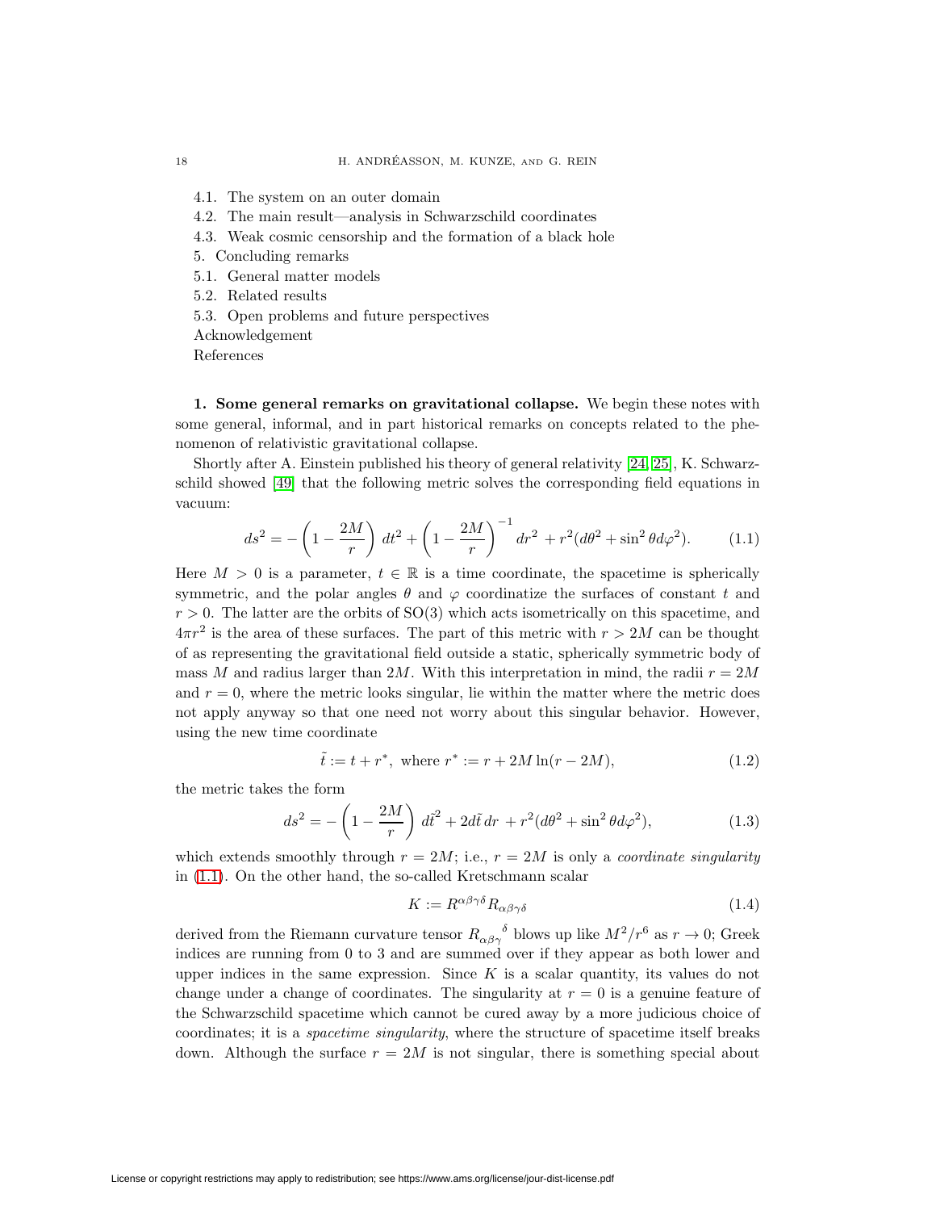4.1. The system on an outer domain
4.2. The main result—analysis in Schwarzschild coordinates
4.3. Weak cosmic censorship and the formation of a black hole
5. Concluding remarks
5.1. General matter models
5.2. Related results
5.3. Open problems and future perspectives
Acknowledgement
References

**1. Some general remarks on gravitational collapse.** We begin these notes with some general, informal, and in part historical remarks on concepts related to the phenomenon of relativistic gravitational collapse.

Shortly after A. Einstein published his theory of general relativity [24, 25], K. Schwarzschild showed [49] that the following metric solves the corresponding field equations in vacuum:

$$ds^2 = -\left(1 - \frac{2M}{r}\right) dt^2 + \left(1 - \frac{2M}{r}\right)^{-1} dr^2 + r^2(d\theta^2 + \sin^2\theta d\varphi^2). \tag{1.1}$$

Here $M > 0$ is a parameter, $t \in \mathbb{R}$ is a time coordinate, the spacetime is spherically symmetric, and the polar angles $\theta$ and $\varphi$ coordinatize the surfaces of constant $t$ and $r > 0$. The latter are the orbits of SO(3) which acts isometrically on this spacetime, and $4\pi r^2$ is the area of these surfaces. The part of this metric with $r > 2M$ can be thought of as representing the gravitational field outside a static, spherically symmetric body of mass $M$ and radius larger than $2M$. With this interpretation in mind, the radii $r = 2M$ and $r = 0$, where the metric looks singular, lie within the matter where the metric does not apply anyway so that one need not worry about this singular behavior. However, using the new time coordinate

$$\tilde{t} := t + r^*, \text{ where } r^* := r + 2M\ln(r - 2M), \tag{1.2}$$

the metric takes the form

$$ds^2 = -\left(1 - \frac{2M}{r}\right) d\tilde{t}^2 + 2d\tilde{t}\, dr + r^2(d\theta^2 + \sin^2\theta d\varphi^2), \tag{1.3}$$

which extends smoothly through $r = 2M$; i.e., $r = 2M$ is only a *coordinate singularity* in (1.1). On the other hand, the so-called Kretschmann scalar

$$K := R^{\alpha\beta\gamma\delta} R_{\alpha\beta\gamma\delta} \tag{1.4}$$

derived from the Riemann curvature tensor ${R_{\alpha\beta\gamma}}^{\delta}$ blows up like $M^2/r^6$ as $r \to 0$; Greek indices are running from 0 to 3 and are summed over if they appear as both lower and upper indices in the same expression. Since $K$ is a scalar quantity, its values do not change under a change of coordinates. The singularity at $r = 0$ is a genuine feature of the Schwarzschild spacetime which cannot be cured away by a more judicious choice of coordinates; it is a *spacetime singularity*, where the structure of spacetime itself breaks down. Although the surface $r = 2M$ is not singular, there is something special about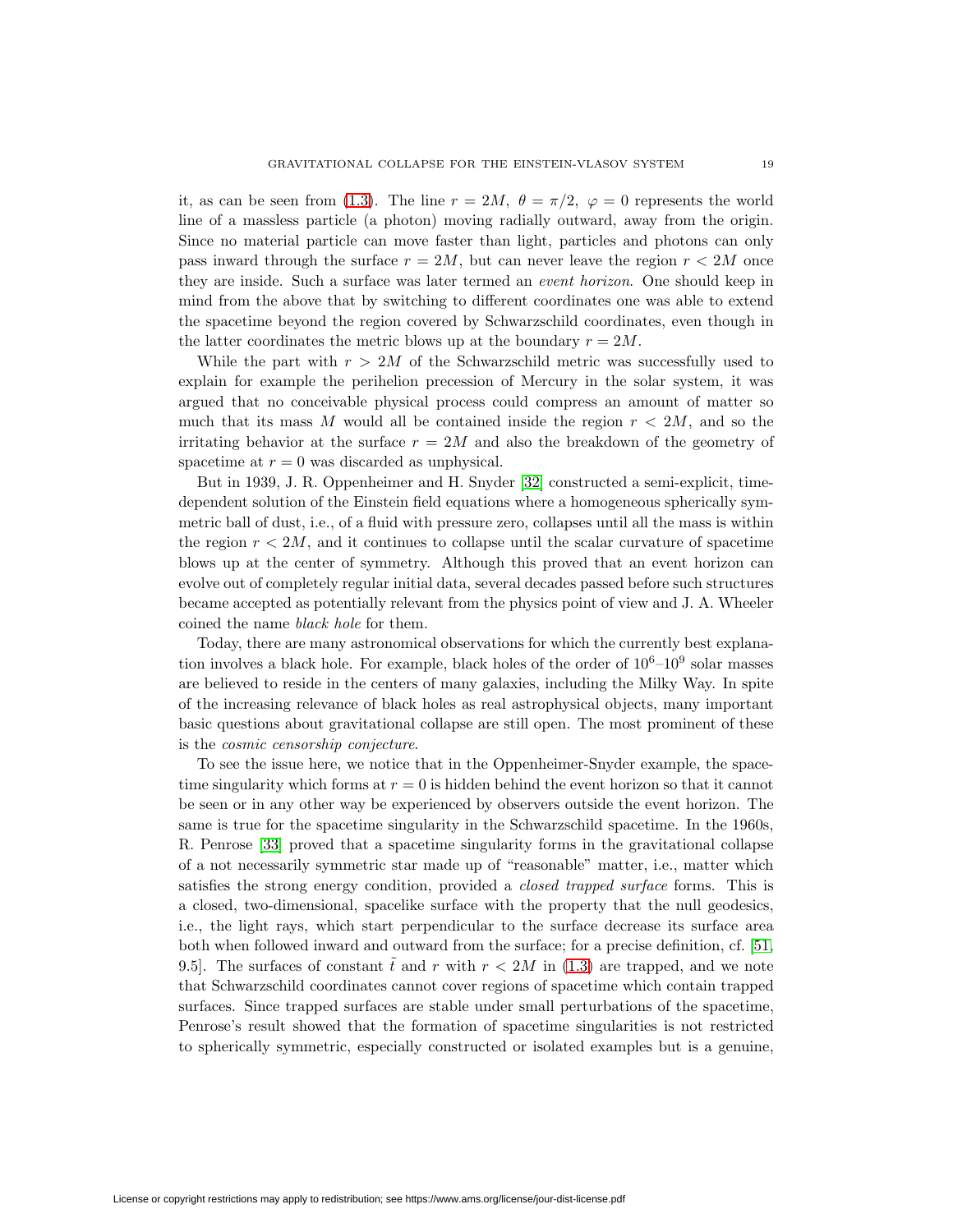it, as can be seen from (1.3). The line $r = 2M,\ \theta = \pi/2,\ \varphi = 0$ represents the world line of a massless particle (a photon) moving radially outward, away from the origin. Since no material particle can move faster than light, particles and photons can only pass inward through the surface $r = 2M$, but can never leave the region $r < 2M$ once they are inside. Such a surface was later termed an *event horizon*. One should keep in mind from the above that by switching to different coordinates one was able to extend the spacetime beyond the region covered by Schwarzschild coordinates, even though in the latter coordinates the metric blows up at the boundary $r = 2M$.

While the part with $r > 2M$ of the Schwarzschild metric was successfully used to explain for example the perihelion precession of Mercury in the solar system, it was argued that no conceivable physical process could compress an amount of matter so much that its mass $M$ would all be contained inside the region $r < 2M$, and so the irritating behavior at the surface $r = 2M$ and also the breakdown of the geometry of spacetime at $r = 0$ was discarded as unphysical.

But in 1939, J. R. Oppenheimer and H. Snyder [32] constructed a semi-explicit, time-dependent solution of the Einstein field equations where a homogeneous spherically symmetric ball of dust, i.e., of a fluid with pressure zero, collapses until all the mass is within the region $r < 2M$, and it continues to collapse until the scalar curvature of spacetime blows up at the center of symmetry. Although this proved that an event horizon can evolve out of completely regular initial data, several decades passed before such structures became accepted as potentially relevant from the physics point of view and J. A. Wheeler coined the name *black hole* for them.

Today, there are many astronomical observations for which the currently best explanation involves a black hole. For example, black holes of the order of $10^6$–$10^9$ solar masses are believed to reside in the centers of many galaxies, including the Milky Way. In spite of the increasing relevance of black holes as real astrophysical objects, many important basic questions about gravitational collapse are still open. The most prominent of these is the *cosmic censorship conjecture*.

To see the issue here, we notice that in the Oppenheimer-Snyder example, the spacetime singularity which forms at $r = 0$ is hidden behind the event horizon so that it cannot be seen or in any other way be experienced by observers outside the event horizon. The same is true for the spacetime singularity in the Schwarzschild spacetime. In the 1960s, R. Penrose [33] proved that a spacetime singularity forms in the gravitational collapse of a not necessarily symmetric star made up of "reasonable" matter, i.e., matter which satisfies the strong energy condition, provided a *closed trapped surface* forms. This is a closed, two-dimensional, spacelike surface with the property that the null geodesics, i.e., the light rays, which start perpendicular to the surface decrease its surface area both when followed inward and outward from the surface; for a precise definition, cf. [51, 9.5]. The surfaces of constant $\tilde{t}$ and $r$ with $r < 2M$ in (1.3) are trapped, and we note that Schwarzschild coordinates cannot cover regions of spacetime which contain trapped surfaces. Since trapped surfaces are stable under small perturbations of the spacetime, Penrose's result showed that the formation of spacetime singularities is not restricted to spherically symmetric, especially constructed or isolated examples but is a genuine,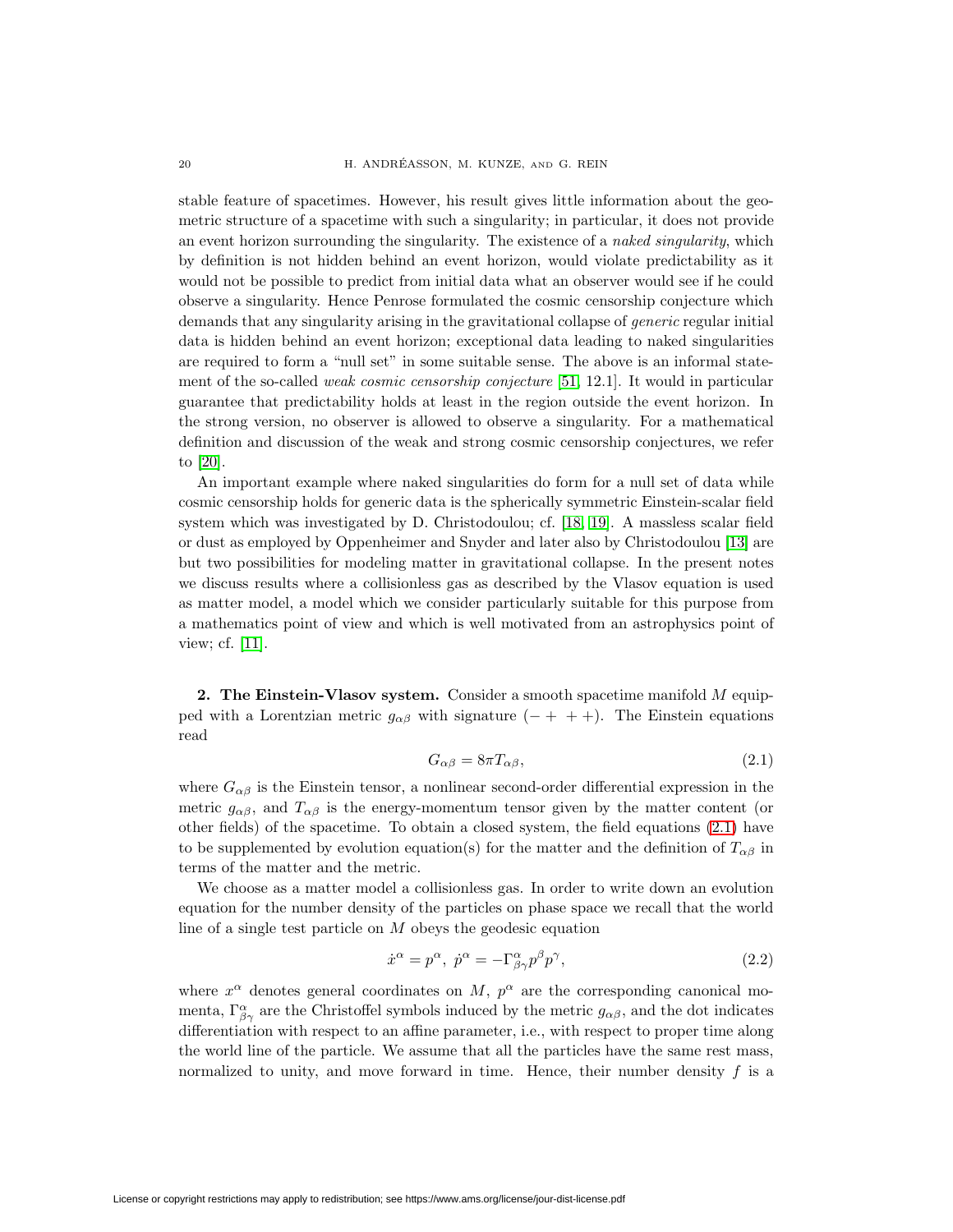stable feature of spacetimes. However, his result gives little information about the geometric structure of a spacetime with such a singularity; in particular, it does not provide an event horizon surrounding the singularity. The existence of a *naked singularity*, which by definition is not hidden behind an event horizon, would violate predictability as it would not be possible to predict from initial data what an observer would see if he could observe a singularity. Hence Penrose formulated the cosmic censorship conjecture which demands that any singularity arising in the gravitational collapse of *generic* regular initial data is hidden behind an event horizon; exceptional data leading to naked singularities are required to form a "null set" in some suitable sense. The above is an informal statement of the so-called *weak cosmic censorship conjecture* [51, 12.1]. It would in particular guarantee that predictability holds at least in the region outside the event horizon. In the strong version, no observer is allowed to observe a singularity. For a mathematical definition and discussion of the weak and strong cosmic censorship conjectures, we refer to [20].

An important example where naked singularities do form for a null set of data while cosmic censorship holds for generic data is the spherically symmetric Einstein-scalar field system which was investigated by D. Christodoulou; cf. [18, 19]. A massless scalar field or dust as employed by Oppenheimer and Snyder and later also by Christodoulou [13] are but two possibilities for modeling matter in gravitational collapse. In the present notes we discuss results where a collisionless gas as described by the Vlasov equation is used as matter model, a model which we consider particularly suitable for this purpose from a mathematics point of view and which is well motivated from an astrophysics point of view; cf. [11].

**2. The Einstein-Vlasov system.** Consider a smooth spacetime manifold $M$ equipped with a Lorentzian metric $g_{\alpha\beta}$ with signature $(- + + +)$. The Einstein equations read

$$G_{\alpha\beta} = 8\pi T_{\alpha\beta}, \tag{2.1}$$

where $G_{\alpha\beta}$ is the Einstein tensor, a nonlinear second-order differential expression in the metric $g_{\alpha\beta}$, and $T_{\alpha\beta}$ is the energy-momentum tensor given by the matter content (or other fields) of the spacetime. To obtain a closed system, the field equations (2.1) have to be supplemented by evolution equation(s) for the matter and the definition of $T_{\alpha\beta}$ in terms of the matter and the metric.

We choose as a matter model a collisionless gas. In order to write down an evolution equation for the number density of the particles on phase space we recall that the world line of a single test particle on $M$ obeys the geodesic equation

$$\dot{x}^\alpha = p^\alpha,\ \dot{p}^\alpha = -\Gamma^\alpha_{\beta\gamma} p^\beta p^\gamma, \tag{2.2}$$

where $x^\alpha$ denotes general coordinates on $M$, $p^\alpha$ are the corresponding canonical momenta, $\Gamma^\alpha_{\beta\gamma}$ are the Christoffel symbols induced by the metric $g_{\alpha\beta}$, and the dot indicates differentiation with respect to an affine parameter, i.e., with respect to proper time along the world line of the particle. We assume that all the particles have the same rest mass, normalized to unity, and move forward in time. Hence, their number density $f$ is a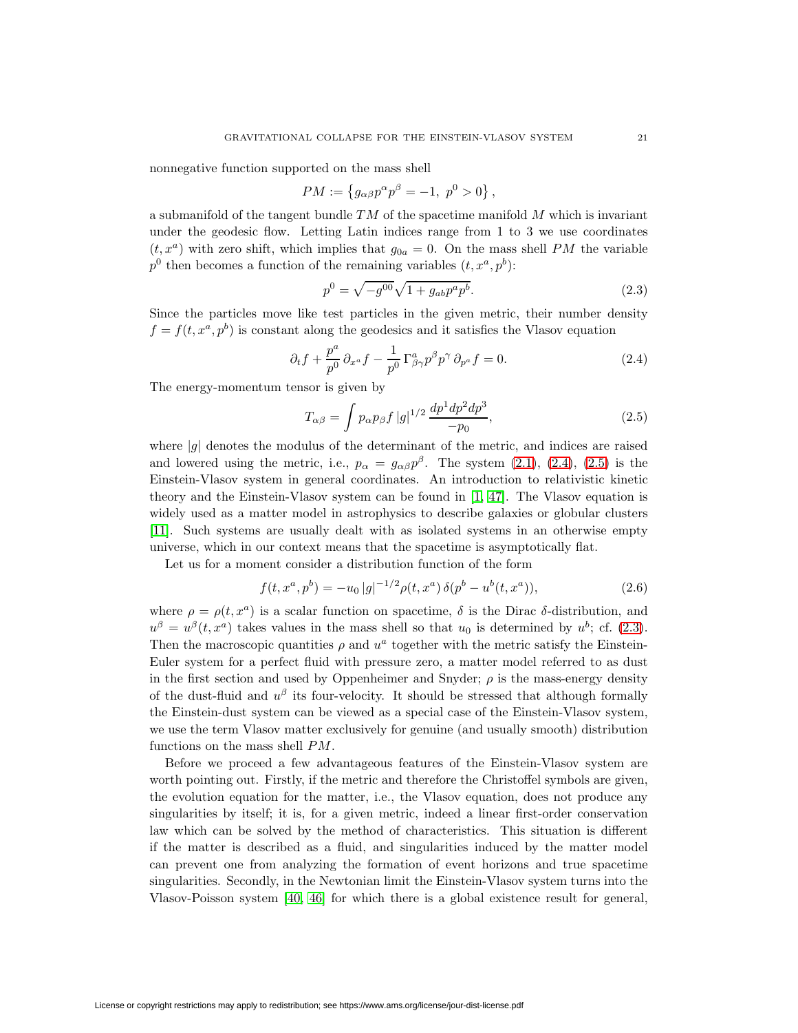nonnegative function supported on the mass shell

$$PM := \left\{ g_{\alpha\beta} p^\alpha p^\beta = -1,\ p^0 > 0 \right\},$$

a submanifold of the tangent bundle $TM$ of the spacetime manifold $M$ which is invariant under the geodesic flow. Letting Latin indices range from 1 to 3 we use coordinates $(t, x^a)$ with zero shift, which implies that $g_{0a} = 0$. On the mass shell $PM$ the variable $p^0$ then becomes a function of the remaining variables $(t, x^a, p^b)$:

$$p^0 = \sqrt{-g^{00}} \sqrt{1 + g_{ab} p^a p^b}. \tag{2.3}$$

Since the particles move like test particles in the given metric, their number density $f = f(t, x^a, p^b)$ is constant along the geodesics and it satisfies the Vlasov equation

$$\partial_t f + \frac{p^a}{p^0}\, \partial_{x^a} f - \frac{1}{p^0}\, \Gamma^a_{\beta\gamma} p^\beta p^\gamma\, \partial_{p^a} f = 0. \tag{2.4}$$

The energy-momentum tensor is given by

$$T_{\alpha\beta} = \int p_\alpha p_\beta f\, |g|^{1/2}\, \frac{dp^1 dp^2 dp^3}{-p_0}, \tag{2.5}$$

where $|g|$ denotes the modulus of the determinant of the metric, and indices are raised and lowered using the metric, i.e., $p_\alpha = g_{\alpha\beta} p^\beta$. The system (2.1), (2.4), (2.5) is the Einstein-Vlasov system in general coordinates. An introduction to relativistic kinetic theory and the Einstein-Vlasov system can be found in [1, 47]. The Vlasov equation is widely used as a matter model in astrophysics to describe galaxies or globular clusters [11]. Such systems are usually dealt with as isolated systems in an otherwise empty universe, which in our context means that the spacetime is asymptotically flat.

Let us for a moment consider a distribution function of the form

$$f(t, x^a, p^b) = -u_0\, |g|^{-1/2} \rho(t, x^a)\, \delta(p^b - u^b(t, x^a)), \tag{2.6}$$

where $\rho = \rho(t, x^a)$ is a scalar function on spacetime, $\delta$ is the Dirac $\delta$-distribution, and $u^\beta = u^\beta(t, x^a)$ takes values in the mass shell so that $u_0$ is determined by $u^b$; cf. (2.3). Then the macroscopic quantities $\rho$ and $u^a$ together with the metric satisfy the Einstein-Euler system for a perfect fluid with pressure zero, a matter model referred to as dust in the first section and used by Oppenheimer and Snyder; $\rho$ is the mass-energy density of the dust-fluid and $u^\beta$ its four-velocity. It should be stressed that although formally the Einstein-dust system can be viewed as a special case of the Einstein-Vlasov system, we use the term Vlasov matter exclusively for genuine (and usually smooth) distribution functions on the mass shell $PM$.

Before we proceed a few advantageous features of the Einstein-Vlasov system are worth pointing out. Firstly, if the metric and therefore the Christoffel symbols are given, the evolution equation for the matter, i.e., the Vlasov equation, does not produce any singularities by itself; it is, for a given metric, indeed a linear first-order conservation law which can be solved by the method of characteristics. This situation is different if the matter is described as a fluid, and singularities induced by the matter model can prevent one from analyzing the formation of event horizons and true spacetime singularities. Secondly, in the Newtonian limit the Einstein-Vlasov system turns into the Vlasov-Poisson system [40, 46] for which there is a global existence result for general,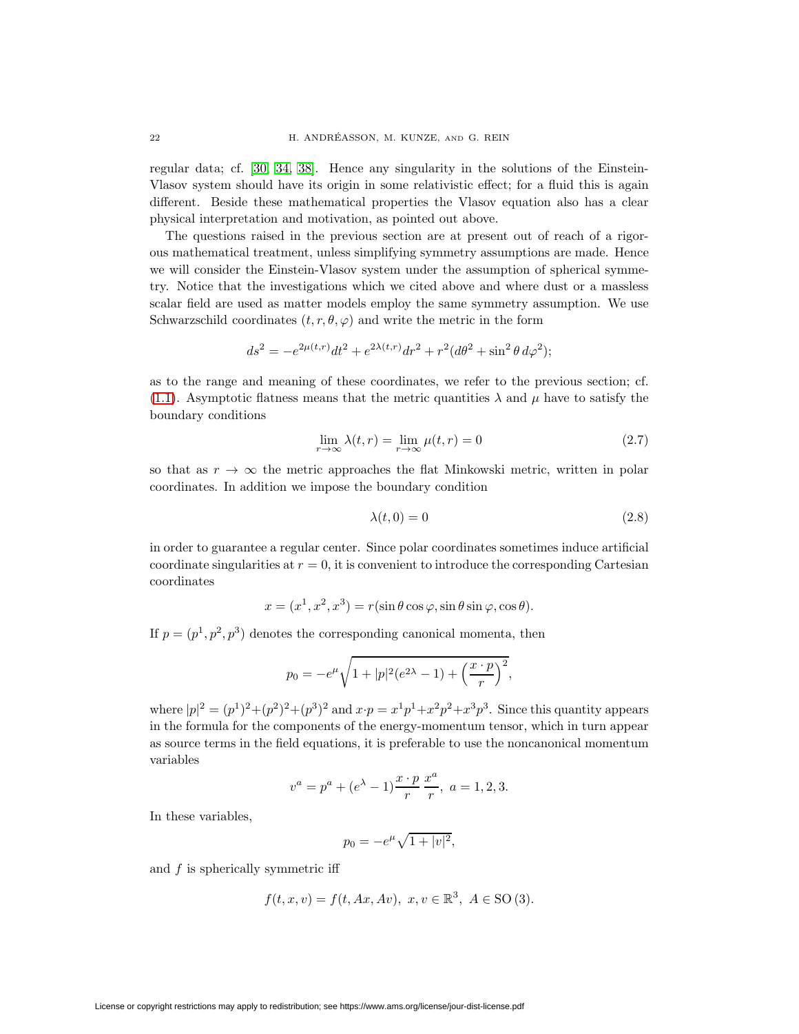regular data; cf. [30, 34, 38]. Hence any singularity in the solutions of the Einstein-Vlasov system should have its origin in some relativistic effect; for a fluid this is again different. Beside these mathematical properties the Vlasov equation also has a clear physical interpretation and motivation, as pointed out above.

The questions raised in the previous section are at present out of reach of a rigorous mathematical treatment, unless simplifying symmetry assumptions are made. Hence we will consider the Einstein-Vlasov system under the assumption of spherical symmetry. Notice that the investigations which we cited above and where dust or a massless scalar field are used as matter models employ the same symmetry assumption. We use Schwarzschild coordinates $(t, r, \theta, \varphi)$ and write the metric in the form

$$ds^2 = -e^{2\mu(t,r)}dt^2 + e^{2\lambda(t,r)}dr^2 + r^2(d\theta^2 + \sin^2\theta\, d\varphi^2);$$

as to the range and meaning of these coordinates, we refer to the previous section; cf. (1.1). Asymptotic flatness means that the metric quantities $\lambda$ and $\mu$ have to satisfy the boundary conditions

$$\lim_{r\to\infty} \lambda(t, r) = \lim_{r\to\infty} \mu(t, r) = 0 \tag{2.7}$$

so that as $r \to \infty$ the metric approaches the flat Minkowski metric, written in polar coordinates. In addition we impose the boundary condition

$$\lambda(t, 0) = 0 \tag{2.8}$$

in order to guarantee a regular center. Since polar coordinates sometimes induce artificial coordinate singularities at $r = 0$, it is convenient to introduce the corresponding Cartesian coordinates

$$x = (x^1, x^2, x^3) = r(\sin\theta\cos\varphi, \sin\theta\sin\varphi, \cos\theta).$$

If $p = (p^1, p^2, p^3)$ denotes the corresponding canonical momenta, then

$$p_0 = -e^{\mu}\sqrt{1 + |p|^2(e^{2\lambda} - 1) + \left(\frac{x\cdot p}{r}\right)^2},$$

where $|p|^2 = (p^1)^2+(p^2)^2+(p^3)^2$ and $x\cdot p = x^1p^1+x^2p^2+x^3p^3$. Since this quantity appears in the formula for the components of the energy-momentum tensor, which in turn appear as source terms in the field equations, it is preferable to use the noncanonical momentum variables

$$v^a = p^a + (e^{\lambda} - 1)\frac{x\cdot p}{r}\,\frac{x^a}{r},\ a = 1, 2, 3.$$

In these variables,

$$p_0 = -e^{\mu}\sqrt{1 + |v|^2},$$

and $f$ is spherically symmetric iff

$$f(t, x, v) = f(t, Ax, Av),\ x, v \in \mathbb{R}^3,\ A \in \mathrm{SO}\,(3).$$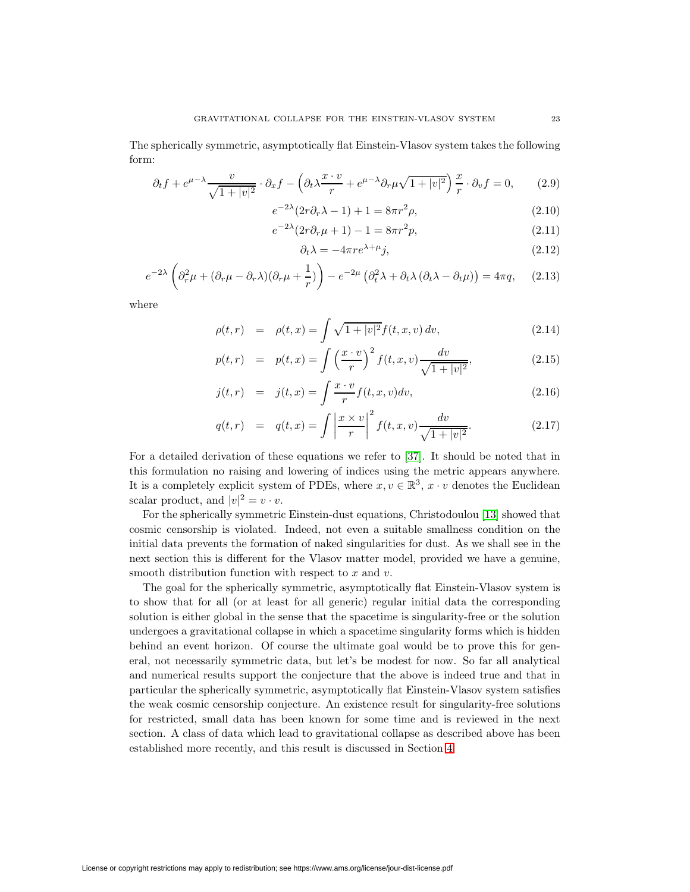The spherically symmetric, asymptotically flat Einstein-Vlasov system takes the following form:

$$\partial_t f + e^{\mu-\lambda}\frac{v}{\sqrt{1+|v|^2}}\cdot\partial_x f - \left(\partial_t\lambda\frac{x\cdot v}{r} + e^{\mu-\lambda}\partial_r\mu\sqrt{1+|v|^2}\right)\frac{x}{r}\cdot\partial_v f = 0, \tag{2.9}$$

$$e^{-2\lambda}(2r\partial_r\lambda - 1) + 1 = 8\pi r^2\rho, \tag{2.10}$$

$$e^{-2\lambda}(2r\partial_r\mu + 1) - 1 = 8\pi r^2 p, \tag{2.11}$$

$$\partial_t\lambda = -4\pi r e^{\lambda+\mu} j, \tag{2.12}$$

$$e^{-2\lambda}\left(\partial_r^2\mu + (\partial_r\mu - \partial_r\lambda)(\partial_r\mu + \frac{1}{r})\right) - e^{-2\mu}\left(\partial_t^2\lambda + \partial_t\lambda\left(\partial_t\lambda - \partial_t\mu\right)\right) = 4\pi q, \tag{2.13}$$

where

$$\rho(t,r) = \rho(t,x) = \int \sqrt{1+|v|^2} f(t,x,v)\,dv, \tag{2.14}$$

$$p(t,r) = p(t,x) = \int \left(\frac{x\cdot v}{r}\right)^2 f(t,x,v)\frac{dv}{\sqrt{1+|v|^2}}, \tag{2.15}$$

$$j(t,r) = j(t,x) = \int \frac{x\cdot v}{r} f(t,x,v) dv, \tag{2.16}$$

$$q(t,r) = q(t,x) = \int \left|\frac{x\times v}{r}\right|^2 f(t,x,v)\frac{dv}{\sqrt{1+|v|^2}}. \tag{2.17}$$

For a detailed derivation of these equations we refer to [37]. It should be noted that in this formulation no raising and lowering of indices using the metric appears anywhere. It is a completely explicit system of PDEs, where $x, v \in \mathbb{R}^3$, $x\cdot v$ denotes the Euclidean scalar product, and $|v|^2 = v\cdot v$.

For the spherically symmetric Einstein-dust equations, Christodoulou [13] showed that cosmic censorship is violated. Indeed, not even a suitable smallness condition on the initial data prevents the formation of naked singularities for dust. As we shall see in the next section this is different for the Vlasov matter model, provided we have a genuine, smooth distribution function with respect to $x$ and $v$.

The goal for the spherically symmetric, asymptotically flat Einstein-Vlasov system is to show that for all (or at least for all generic) regular initial data the corresponding solution is either global in the sense that the spacetime is singularity-free or the solution undergoes a gravitational collapse in which a spacetime singularity forms which is hidden behind an event horizon. Of course the ultimate goal would be to prove this for general, not necessarily symmetric data, but let's be modest for now. So far all analytical and numerical results support the conjecture that the above is indeed true and that in particular the spherically symmetric, asymptotically flat Einstein-Vlasov system satisfies the weak cosmic censorship conjecture. An existence result for singularity-free solutions for restricted, small data has been known for some time and is reviewed in the next section. A class of data which lead to gravitational collapse as described above has been established more recently, and this result is discussed in Section 4.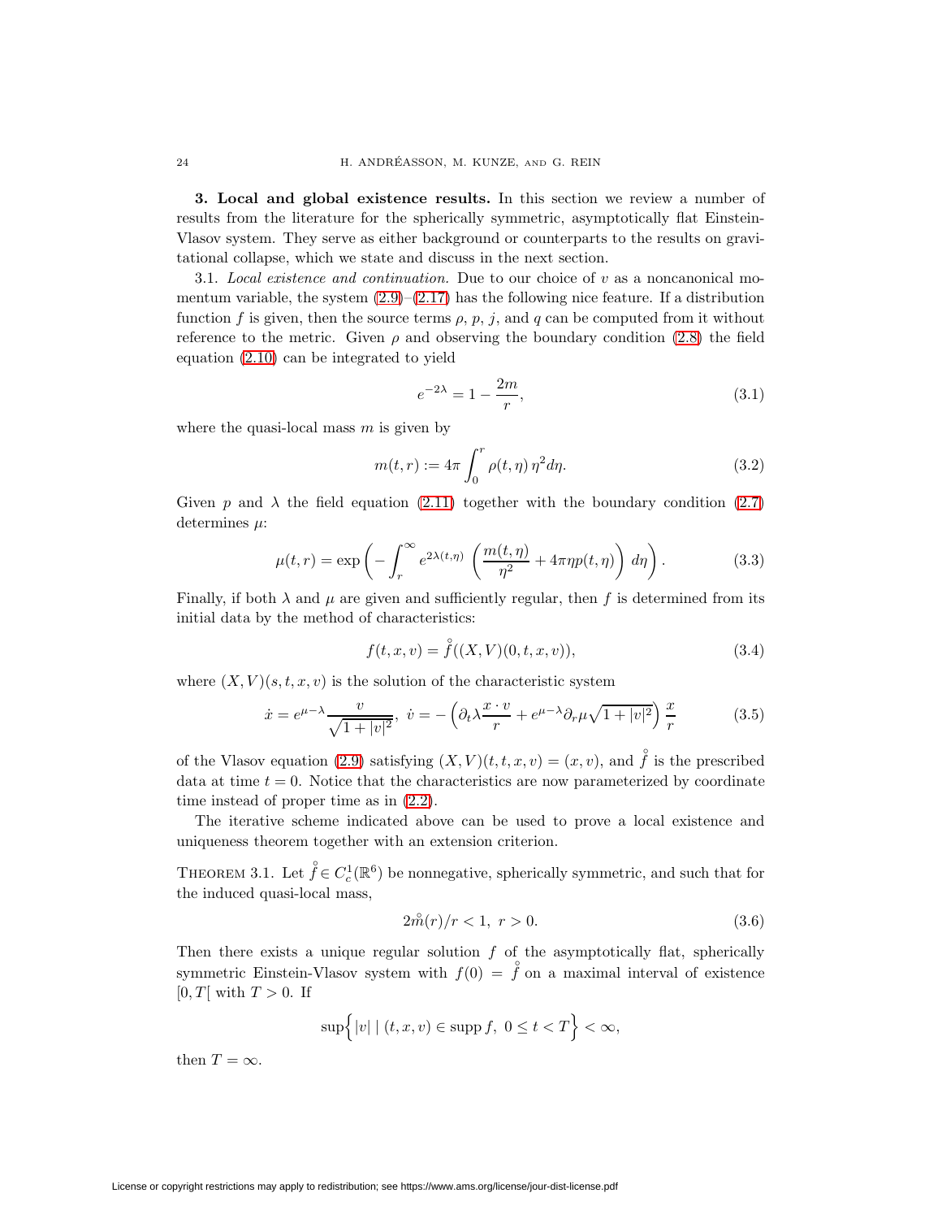**3. Local and global existence results.** In this section we review a number of results from the literature for the spherically symmetric, asymptotically flat Einstein-Vlasov system. They serve as either background or counterparts to the results on gravitational collapse, which we state and discuss in the next section.

3.1. *Local existence and continuation.* Due to our choice of $v$ as a noncanonical momentum variable, the system (2.9)–(2.17) has the following nice feature. If a distribution function $f$ is given, then the source terms $\rho$, $p$, $j$, and $q$ can be computed from it without reference to the metric. Given $\rho$ and observing the boundary condition (2.8) the field equation (2.10) can be integrated to yield

$$e^{-2\lambda} = 1 - \frac{2m}{r}, \tag{3.1}$$

where the quasi-local mass $m$ is given by

$$m(t,r) := 4\pi \int_0^r \rho(t,\eta)\, \eta^2 d\eta. \tag{3.2}$$

Given $p$ and $\lambda$ the field equation (2.11) together with the boundary condition (2.7) determines $\mu$:

$$\mu(t,r) = \exp\left( - \int_r^\infty e^{2\lambda(t,\eta)} \left( \frac{m(t,\eta)}{\eta^2} + 4\pi \eta p(t,\eta) \right) d\eta \right). \tag{3.3}$$

Finally, if both $\lambda$ and $\mu$ are given and sufficiently regular, then $f$ is determined from its initial data by the method of characteristics:

$$f(t,x,v) = \mathring{f}((X,V)(0,t,x,v)), \tag{3.4}$$

where $(X,V)(s,t,x,v)$ is the solution of the characteristic system

$$\dot{x} = e^{\mu-\lambda} \frac{v}{\sqrt{1+|v|^2}}, \;\; \dot{v} = -\left( \partial_t \lambda \frac{x \cdot v}{r} + e^{\mu-\lambda} \partial_r \mu \sqrt{1+|v|^2} \right) \frac{x}{r} \tag{3.5}$$

of the Vlasov equation (2.9) satisfying $(X,V)(t,t,x,v) = (x,v)$, and $\mathring{f}$ is the prescribed data at time $t=0$. Notice that the characteristics are now parameterized by coordinate time instead of proper time as in (2.2).

The iterative scheme indicated above can be used to prove a local existence and uniqueness theorem together with an extension criterion.

THEOREM 3.1. *Let $\mathring{f} \in C_c^1(\mathbb{R}^6)$ be nonnegative, spherically symmetric, and such that for the induced quasi-local mass,*

$$2\mathring{m}(r)/r < 1, \;\; r > 0. \tag{3.6}$$

*Then there exists a unique regular solution $f$ of the asymptotically flat, spherically symmetric Einstein-Vlasov system with $f(0) = \mathring{f}$ on a maximal interval of existence $[0, T[$ with $T > 0$. If*

$$\sup\Big\{ |v| \mid (t,x,v) \in \operatorname{supp} f,\; 0 \le t < T \Big\} < \infty,$$

*then $T = \infty$.*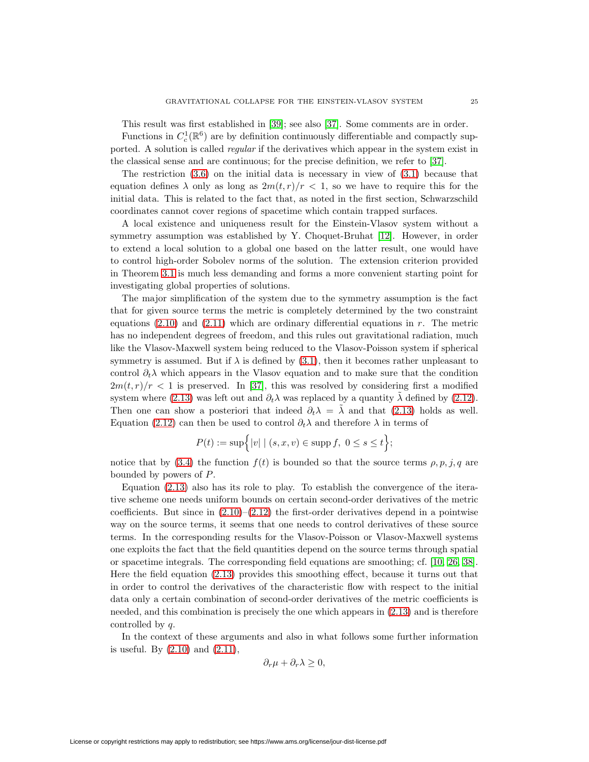This result was first established in [39]; see also [37]. Some comments are in order.

Functions in $C^1_c(\mathbb{R}^6)$ are by definition continuously differentiable and compactly supported. A solution is called *regular* if the derivatives which appear in the system exist in the classical sense and are continuous; for the precise definition, we refer to [37].

The restriction (3.6) on the initial data is necessary in view of (3.1) because that equation defines $\lambda$ only as long as $2m(t,r)/r < 1$, so we have to require this for the initial data. This is related to the fact that, as noted in the first section, Schwarzschild coordinates cannot cover regions of spacetime which contain trapped surfaces.

A local existence and uniqueness result for the Einstein-Vlasov system without a symmetry assumption was established by Y. Choquet-Bruhat [12]. However, in order to extend a local solution to a global one based on the latter result, one would have to control high-order Sobolev norms of the solution. The extension criterion provided in Theorem 3.1 is much less demanding and forms a more convenient starting point for investigating global properties of solutions.

The major simplification of the system due to the symmetry assumption is the fact that for given source terms the metric is completely determined by the two constraint equations (2.10) and (2.11) which are ordinary differential equations in $r$. The metric has no independent degrees of freedom, and this rules out gravitational radiation, much like the Vlasov-Maxwell system being reduced to the Vlasov-Poisson system if spherical symmetry is assumed. But if $\lambda$ is defined by (3.1), then it becomes rather unpleasant to control $\partial_t \lambda$ which appears in the Vlasov equation and to make sure that the condition $2m(t,r)/r < 1$ is preserved. In [37], this was resolved by considering first a modified system where (2.13) was left out and $\partial_t \lambda$ was replaced by a quantity $\tilde{\lambda}$ defined by (2.12). Then one can show a posteriori that indeed $\partial_t \lambda = \tilde{\lambda}$ and that (2.13) holds as well. Equation (2.12) can then be used to control $\partial_t \lambda$ and therefore $\lambda$ in terms of

$$P(t) := \sup\Big\{ |v| \mid (s,x,v) \in \operatorname{supp} f,\ 0 \le s \le t \Big\};$$

notice that by (3.4) the function $f(t)$ is bounded so that the source terms $\rho, p, j, q$ are bounded by powers of $P$.

Equation (2.13) also has its role to play. To establish the convergence of the iterative scheme one needs uniform bounds on certain second-order derivatives of the metric coefficients. But since in (2.10)–(2.12) the first-order derivatives depend in a pointwise way on the source terms, it seems that one needs to control derivatives of these source terms. In the corresponding results for the Vlasov-Poisson or Vlasov-Maxwell systems one exploits the fact that the field quantities depend on the source terms through spatial or spacetime integrals. The corresponding field equations are smoothing; cf. [10, 26, 38]. Here the field equation (2.13) provides this smoothing effect, because it turns out that in order to control the derivatives of the characteristic flow with respect to the initial data only a certain combination of second-order derivatives of the metric coefficients is needed, and this combination is precisely the one which appears in (2.13) and is therefore controlled by $q$.

In the context of these arguments and also in what follows some further information is useful. By (2.10) and (2.11),

$$\partial_r \mu + \partial_r \lambda \ge 0,$$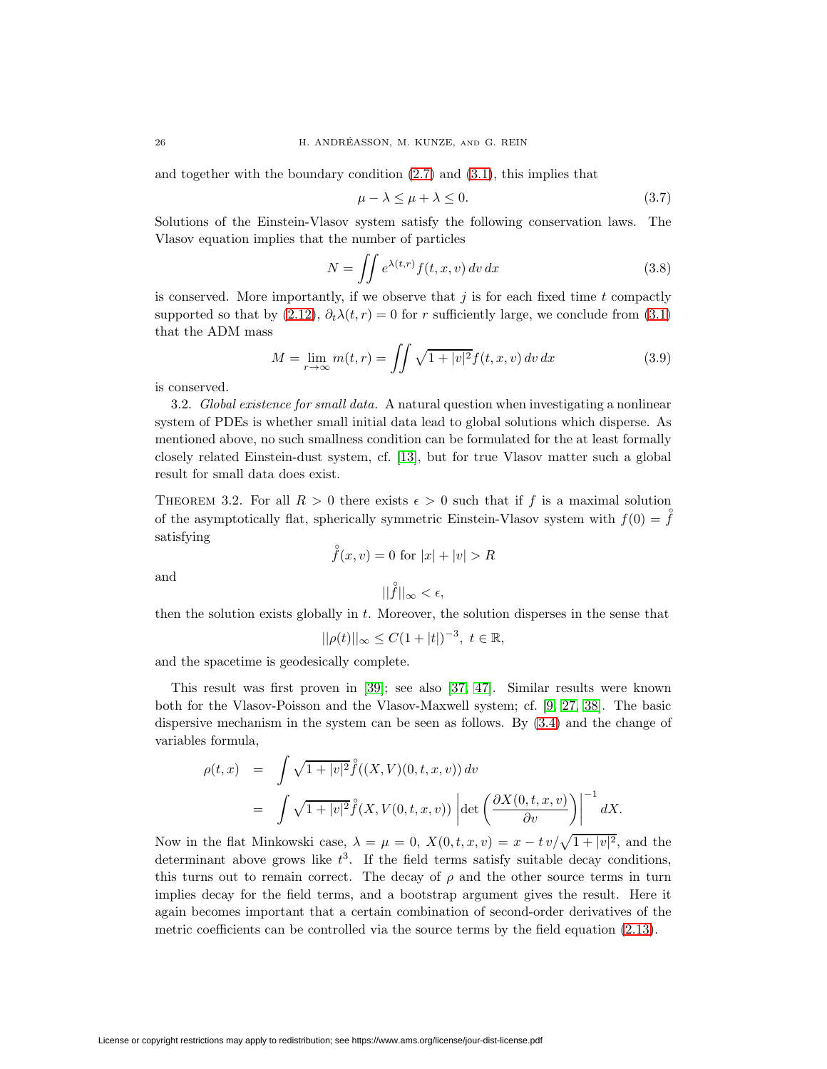and together with the boundary condition (2.7) and (3.1), this implies that

$$\mu - \lambda \leq \mu + \lambda \leq 0. \tag{3.7}$$

Solutions of the Einstein-Vlasov system satisfy the following conservation laws. The Vlasov equation implies that the number of particles

$$N = \iint e^{\lambda(t,r)} f(t,x,v)\, dv\, dx \tag{3.8}$$

is conserved. More importantly, if we observe that $j$ is for each fixed time $t$ compactly supported so that by (2.12), $\partial_t \lambda(t,r) = 0$ for $r$ sufficiently large, we conclude from (3.1) that the ADM mass

$$M = \lim_{r\to\infty} m(t,r) = \iint \sqrt{1+|v|^2} f(t,x,v)\, dv\, dx \tag{3.9}$$

is conserved.

3.2. *Global existence for small data.* A natural question when investigating a nonlinear system of PDEs is whether small initial data lead to global solutions which disperse. As mentioned above, no such smallness condition can be formulated for the at least formally closely related Einstein-dust system, cf. [13], but for true Vlasov matter such a global result for small data does exist.

THEOREM 3.2. For all $R > 0$ there exists $\epsilon > 0$ such that if $f$ is a maximal solution of the asymptotically flat, spherically symmetric Einstein-Vlasov system with $f(0) = \mathring{f}$ satisfying

$$\mathring{f}(x,v) = 0 \text{ for } |x| + |v| > R$$

and

$$||\mathring{f}||_\infty < \epsilon,$$

then the solution exists globally in $t$. Moreover, the solution disperses in the sense that

$$||\rho(t)||_\infty \leq C(1+|t|)^{-3},\ t \in \mathbb{R},$$

and the spacetime is geodesically complete.

This result was first proven in [39]; see also [37, 47]. Similar results were known both for the Vlasov-Poisson and the Vlasov-Maxwell system; cf. [9, 27, 38]. The basic dispersive mechanism in the system can be seen as follows. By (3.4) and the change of variables formula,

$$\begin{aligned}
\rho(t,x) &= \int \sqrt{1+|v|^2} \mathring{f}((X,V)(0,t,x,v))\, dv \\
&= \int \sqrt{1+|v|^2} \mathring{f}(X, V(0,t,x,v)) \left| \det\left( \frac{\partial X(0,t,x,v)}{\partial v} \right) \right|^{-1} dX.
\end{aligned}$$

Now in the flat Minkowski case, $\lambda = \mu = 0$, $X(0,t,x,v) = x - t\, v/\sqrt{1+|v|^2}$, and the determinant above grows like $t^3$. If the field terms satisfy suitable decay conditions, this turns out to remain correct. The decay of $\rho$ and the other source terms in turn implies decay for the field terms, and a bootstrap argument gives the result. Here it again becomes important that a certain combination of second-order derivatives of the metric coefficients can be controlled via the source terms by the field equation (2.13).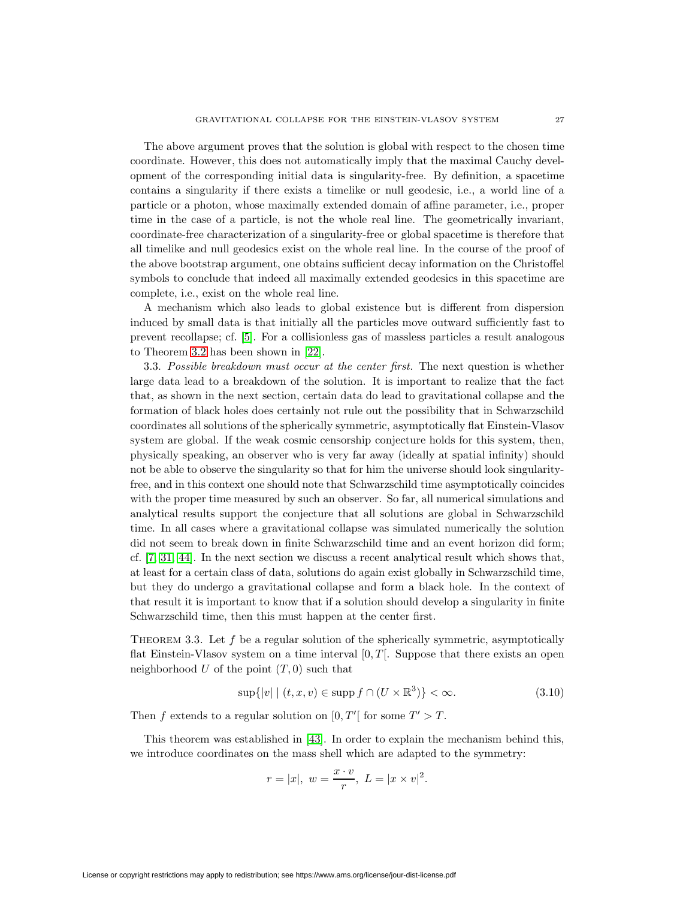The above argument proves that the solution is global with respect to the chosen time coordinate. However, this does not automatically imply that the maximal Cauchy development of the corresponding initial data is singularity-free. By definition, a spacetime contains a singularity if there exists a timelike or null geodesic, i.e., a world line of a particle or a photon, whose maximally extended domain of affine parameter, i.e., proper time in the case of a particle, is not the whole real line. The geometrically invariant, coordinate-free characterization of a singularity-free or global spacetime is therefore that all timelike and null geodesics exist on the whole real line. In the course of the proof of the above bootstrap argument, one obtains sufficient decay information on the Christoffel symbols to conclude that indeed all maximally extended geodesics in this spacetime are complete, i.e., exist on the whole real line.

A mechanism which also leads to global existence but is different from dispersion induced by small data is that initially all the particles move outward sufficiently fast to prevent recollapse; cf. [5]. For a collisionless gas of massless particles a result analogous to Theorem 3.2 has been shown in [22].

3.3. *Possible breakdown must occur at the center first.* The next question is whether large data lead to a breakdown of the solution. It is important to realize that the fact that, as shown in the next section, certain data do lead to gravitational collapse and the formation of black holes does certainly not rule out the possibility that in Schwarzschild coordinates all solutions of the spherically symmetric, asymptotically flat Einstein-Vlasov system are global. If the weak cosmic censorship conjecture holds for this system, then, physically speaking, an observer who is very far away (ideally at spatial infinity) should not be able to observe the singularity so that for him the universe should look singularity-free, and in this context one should note that Schwarzschild time asymptotically coincides with the proper time measured by such an observer. So far, all numerical simulations and analytical results support the conjecture that all solutions are global in Schwarzschild time. In all cases where a gravitational collapse was simulated numerically the solution did not seem to break down in finite Schwarzschild time and an event horizon did form; cf. [7, 31, 44]. In the next section we discuss a recent analytical result which shows that, at least for a certain class of data, solutions do again exist globally in Schwarzschild time, but they do undergo a gravitational collapse and form a black hole. In the context of that result it is important to know that if a solution should develop a singularity in finite Schwarzschild time, then this must happen at the center first.

Theorem 3.3. *Let $f$ be a regular solution of the spherically symmetric, asymptotically flat Einstein-Vlasov system on a time interval $[0, T[$. Suppose that there exists an open neighborhood $U$ of the point $(T, 0)$ such that*

$$\sup\{|v| \mid (t, x, v) \in \operatorname{supp} f \cap (U \times \mathbb{R}^3)\} < \infty. \tag{3.10}$$

*Then $f$ extends to a regular solution on $[0, T'[$ for some $T' > T$.*

This theorem was established in [43]. In order to explain the mechanism behind this, we introduce coordinates on the mass shell which are adapted to the symmetry:

$$r = |x|,\ w = \frac{x \cdot v}{r},\ L = |x \times v|^2.$$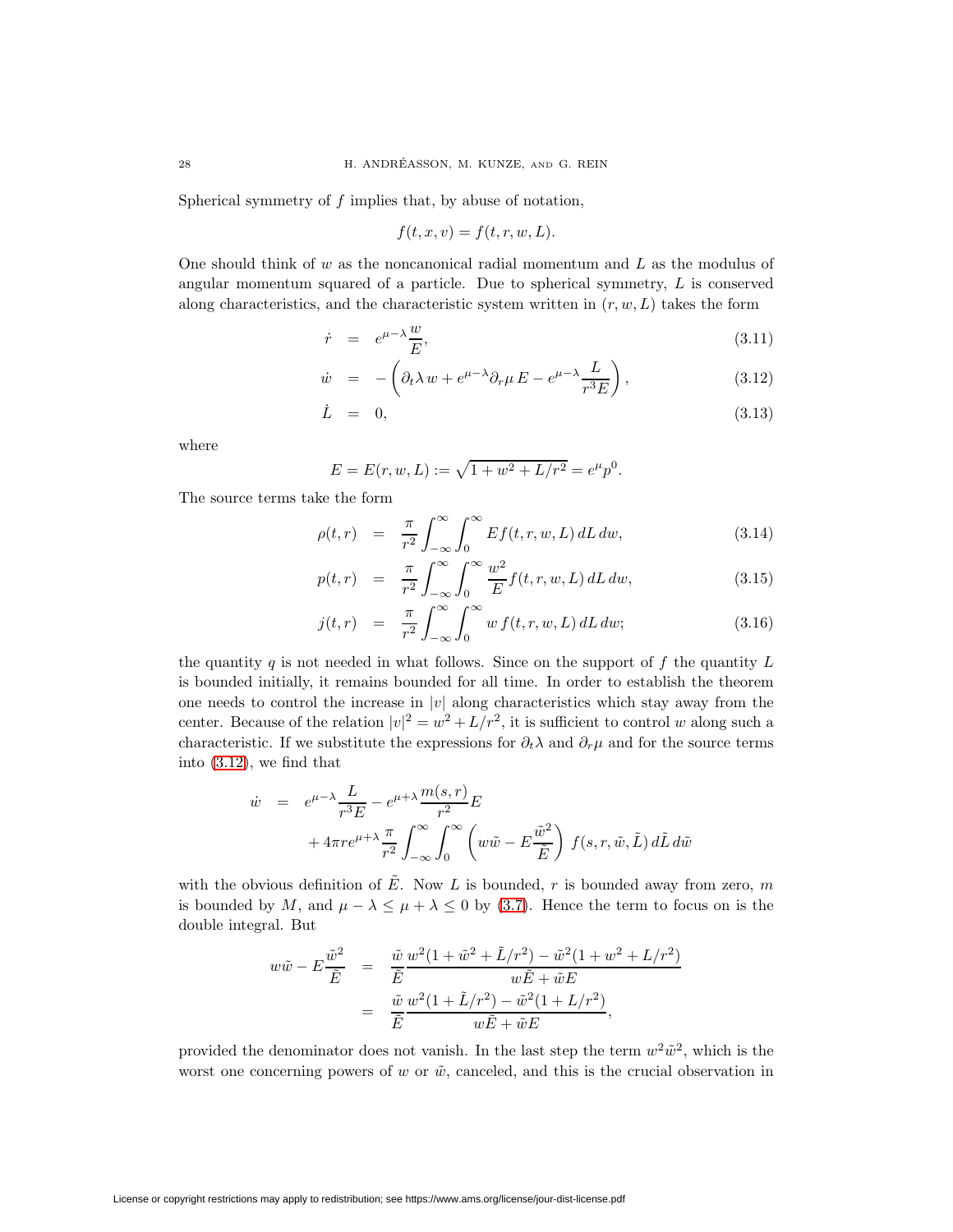Spherical symmetry of $f$ implies that, by abuse of notation,

$$f(t, x, v) = f(t, r, w, L).$$

One should think of $w$ as the noncanonical radial momentum and $L$ as the modulus of angular momentum squared of a particle. Due to spherical symmetry, $L$ is conserved along characteristics, and the characteristic system written in $(r, w, L)$ takes the form

$$\dot{r} = e^{\mu-\lambda}\frac{w}{E}, \tag{3.11}$$

$$\dot{w} = -\left(\partial_t \lambda\, w + e^{\mu-\lambda}\partial_r \mu\, E - e^{\mu-\lambda}\frac{L}{r^3 E}\right), \tag{3.12}$$

$$\dot{L} = 0, \tag{3.13}$$

where

$$E = E(r, w, L) := \sqrt{1 + w^2 + L/r^2} = e^{\mu} p^0.$$

The source terms take the form

$$\rho(t, r) = \frac{\pi}{r^2}\int_{-\infty}^{\infty}\int_0^{\infty} E f(t, r, w, L)\, dL\, dw, \tag{3.14}$$

$$p(t, r) = \frac{\pi}{r^2}\int_{-\infty}^{\infty}\int_0^{\infty} \frac{w^2}{E} f(t, r, w, L)\, dL\, dw, \tag{3.15}$$

$$j(t, r) = \frac{\pi}{r^2}\int_{-\infty}^{\infty}\int_0^{\infty} w\, f(t, r, w, L)\, dL\, dw; \tag{3.16}$$

the quantity $q$ is not needed in what follows. Since on the support of $f$ the quantity $L$ is bounded initially, it remains bounded for all time. In order to establish the theorem one needs to control the increase in $|v|$ along characteristics which stay away from the center. Because of the relation $|v|^2 = w^2 + L/r^2$, it is sufficient to control $w$ along such a characteristic. If we substitute the expressions for $\partial_t \lambda$ and $\partial_r \mu$ and for the source terms into (3.12), we find that

$$\begin{aligned}
\dot{w} &= e^{\mu-\lambda}\frac{L}{r^3 E} - e^{\mu+\lambda}\frac{m(s, r)}{r^2} E \\
&\quad + 4\pi r e^{\mu+\lambda}\frac{\pi}{r^2}\int_{-\infty}^{\infty}\int_0^{\infty}\left(w\tilde{w} - E\frac{\tilde{w}^2}{\tilde{E}}\right) f(s, r, \tilde{w}, \tilde{L})\, d\tilde{L}\, d\tilde{w}
\end{aligned}$$

with the obvious definition of $\tilde{E}$. Now $L$ is bounded, $r$ is bounded away from zero, $m$ is bounded by $M$, and $\mu - \lambda \leq \mu + \lambda \leq 0$ by (3.7). Hence the term to focus on is the double integral. But

$$\begin{aligned}
w\tilde{w} - E\frac{\tilde{w}^2}{\tilde{E}} &= \frac{\tilde{w}}{\tilde{E}}\frac{w^2(1 + \tilde{w}^2 + \tilde{L}/r^2) - \tilde{w}^2(1 + w^2 + L/r^2)}{w\tilde{E} + \tilde{w}E} \\
&= \frac{\tilde{w}}{\tilde{E}}\frac{w^2(1 + \tilde{L}/r^2) - \tilde{w}^2(1 + L/r^2)}{w\tilde{E} + \tilde{w}E},
\end{aligned}$$

provided the denominator does not vanish. In the last step the term $w^2\tilde{w}^2$, which is the worst one concerning powers of $w$ or $\tilde{w}$, canceled, and this is the crucial observation in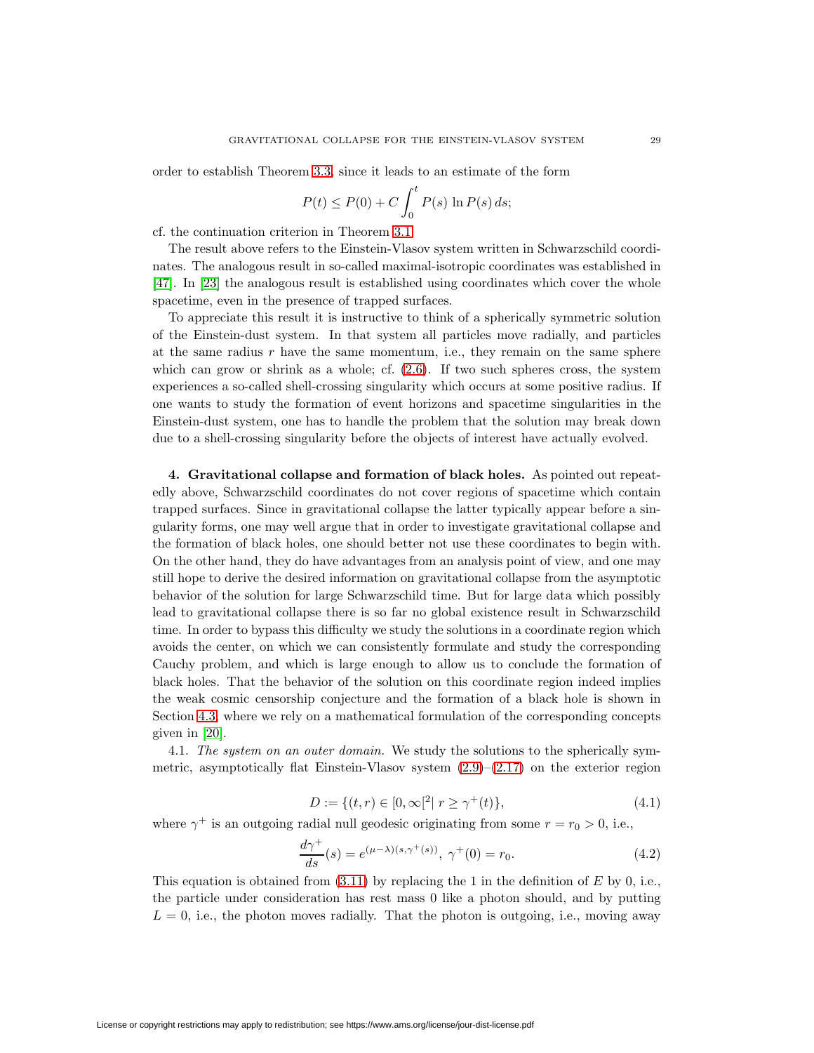order to establish Theorem 3.3, since it leads to an estimate of the form

$$P(t) \leq P(0) + C \int_0^t P(s) \, \ln P(s) \, ds;$$

cf. the continuation criterion in Theorem 3.1.

The result above refers to the Einstein-Vlasov system written in Schwarzschild coordinates. The analogous result in so-called maximal-isotropic coordinates was established in [47]. In [23] the analogous result is established using coordinates which cover the whole spacetime, even in the presence of trapped surfaces.

To appreciate this result it is instructive to think of a spherically symmetric solution of the Einstein-dust system. In that system all particles move radially, and particles at the same radius $r$ have the same momentum, i.e., they remain on the same sphere which can grow or shrink as a whole; cf. (2.6). If two such spheres cross, the system experiences a so-called shell-crossing singularity which occurs at some positive radius. If one wants to study the formation of event horizons and spacetime singularities in the Einstein-dust system, one has to handle the problem that the solution may break down due to a shell-crossing singularity before the objects of interest have actually evolved.

**4. Gravitational collapse and formation of black holes.** As pointed out repeatedly above, Schwarzschild coordinates do not cover regions of spacetime which contain trapped surfaces. Since in gravitational collapse the latter typically appear before a singularity forms, one may well argue that in order to investigate gravitational collapse and the formation of black holes, one should better not use these coordinates to begin with. On the other hand, they do have advantages from an analysis point of view, and one may still hope to derive the desired information on gravitational collapse from the asymptotic behavior of the solution for large Schwarzschild time. But for large data which possibly lead to gravitational collapse there is so far no global existence result in Schwarzschild time. In order to bypass this difficulty we study the solutions in a coordinate region which avoids the center, on which we can consistently formulate and study the corresponding Cauchy problem, and which is large enough to allow us to conclude the formation of black holes. That the behavior of the solution on this coordinate region indeed implies the weak cosmic censorship conjecture and the formation of a black hole is shown in Section 4.3, where we rely on a mathematical formulation of the corresponding concepts given in [20].

4.1. *The system on an outer domain.* We study the solutions to the spherically symmetric, asymptotically flat Einstein-Vlasov system (2.9)–(2.17) on the exterior region

$$D := \{(t,r) \in [0,\infty[^2 \mid r \geq \gamma^+(t)\}, \tag{4.1}$$

where $\gamma^+$ is an outgoing radial null geodesic originating from some $r = r_0 > 0$, i.e.,

$$\frac{d\gamma^+}{ds}(s) = e^{(\mu-\lambda)(s,\gamma^+(s))}, \; \gamma^+(0) = r_0. \tag{4.2}$$

This equation is obtained from (3.11) by replacing the 1 in the definition of $E$ by 0, i.e., the particle under consideration has rest mass 0 like a photon should, and by putting $L = 0$, i.e., the photon moves radially. That the photon is outgoing, i.e., moving away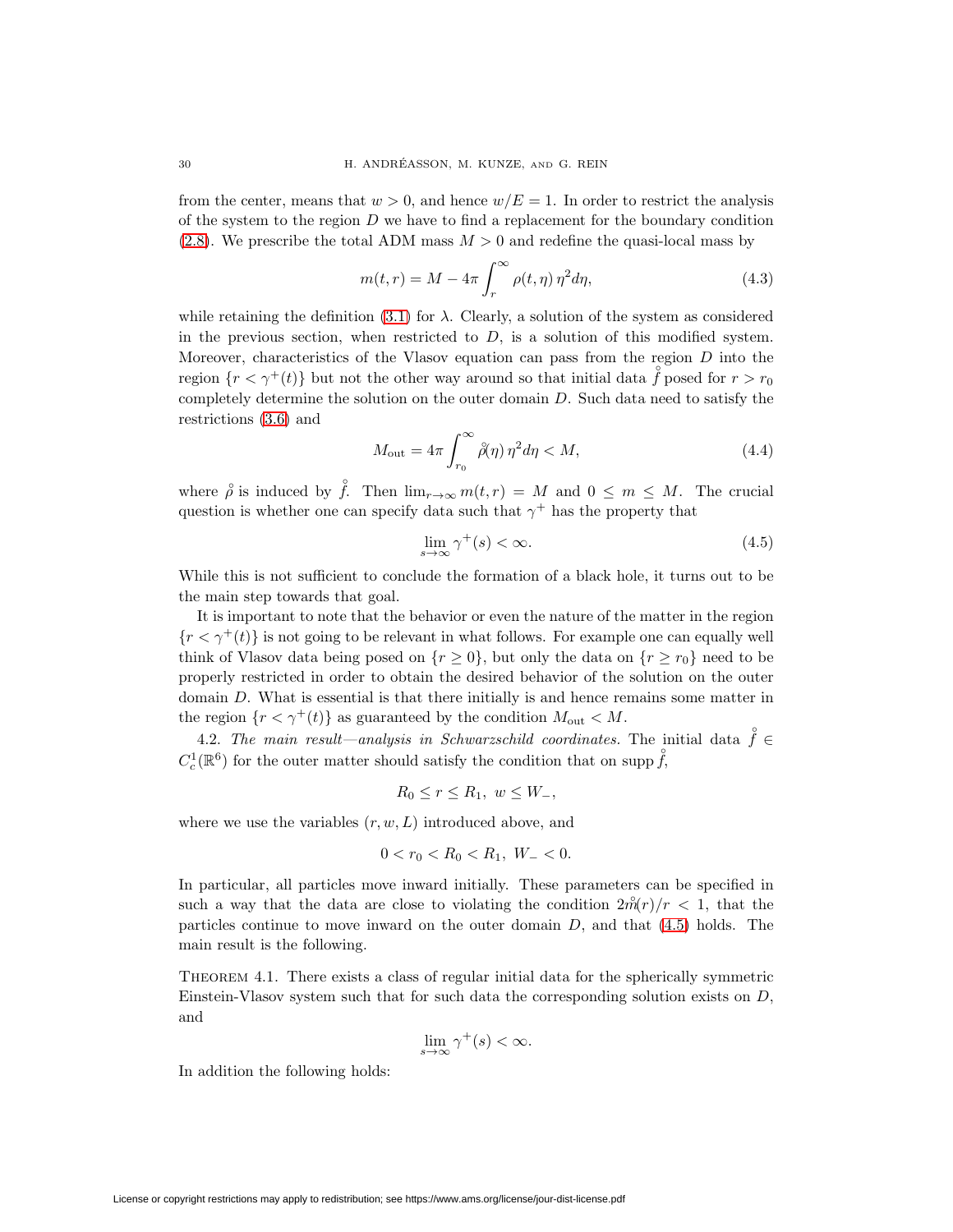from the center, means that $w > 0$, and hence $w/E = 1$. In order to restrict the analysis of the system to the region $D$ we have to find a replacement for the boundary condition (2.8). We prescribe the total ADM mass $M > 0$ and redefine the quasi-local mass by

$$m(t,r) = M - 4\pi \int_r^\infty \rho(t,\eta)\,\eta^2 d\eta, \tag{4.3}$$

while retaining the definition (3.1) for $\lambda$. Clearly, a solution of the system as considered in the previous section, when restricted to $D$, is a solution of this modified system. Moreover, characteristics of the Vlasov equation can pass from the region $D$ into the region $\{r < \gamma^+(t)\}$ but not the other way around so that initial data $\mathring{f}$ posed for $r > r_0$ completely determine the solution on the outer domain $D$. Such data need to satisfy the restrictions (3.6) and

$$M_{\rm out} = 4\pi \int_{r_0}^\infty \mathring{\rho}(\eta)\,\eta^2 d\eta < M, \tag{4.4}$$

where $\mathring{\rho}$ is induced by $\mathring{f}$. Then $\lim_{r\to\infty} m(t,r) = M$ and $0 \le m \le M$. The crucial question is whether one can specify data such that $\gamma^+$ has the property that

$$\lim_{s\to\infty} \gamma^+(s) < \infty. \tag{4.5}$$

While this is not sufficient to conclude the formation of a black hole, it turns out to be the main step towards that goal.

It is important to note that the behavior or even the nature of the matter in the region $\{r < \gamma^+(t)\}$ is not going to be relevant in what follows. For example one can equally well think of Vlasov data being posed on $\{r \ge 0\}$, but only the data on $\{r \ge r_0\}$ need to be properly restricted in order to obtain the desired behavior of the solution on the outer domain $D$. What is essential is that there initially is and hence remains some matter in the region $\{r < \gamma^+(t)\}$ as guaranteed by the condition $M_{\rm out} < M$.

4.2. *The main result—analysis in Schwarzschild coordinates.* The initial data $\mathring{f} \in C_c^1(\mathbb{R}^6)$ for the outer matter should satisfy the condition that on $\operatorname{supp}\mathring{f}$,

$$R_0 \le r \le R_1,\ w \le W_-,$$

where we use the variables $(r, w, L)$ introduced above, and

$$0 < r_0 < R_0 < R_1,\ W_- < 0.$$

In particular, all particles move inward initially. These parameters can be specified in such a way that the data are close to violating the condition $2\mathring{m}(r)/r < 1$, that the particles continue to move inward on the outer domain $D$, and that (4.5) holds. The main result is the following.

Theorem 4.1. There exists a class of regular initial data for the spherically symmetric Einstein-Vlasov system such that for such data the corresponding solution exists on $D$, and

$$\lim_{s\to\infty} \gamma^+(s) < \infty.$$

In addition the following holds: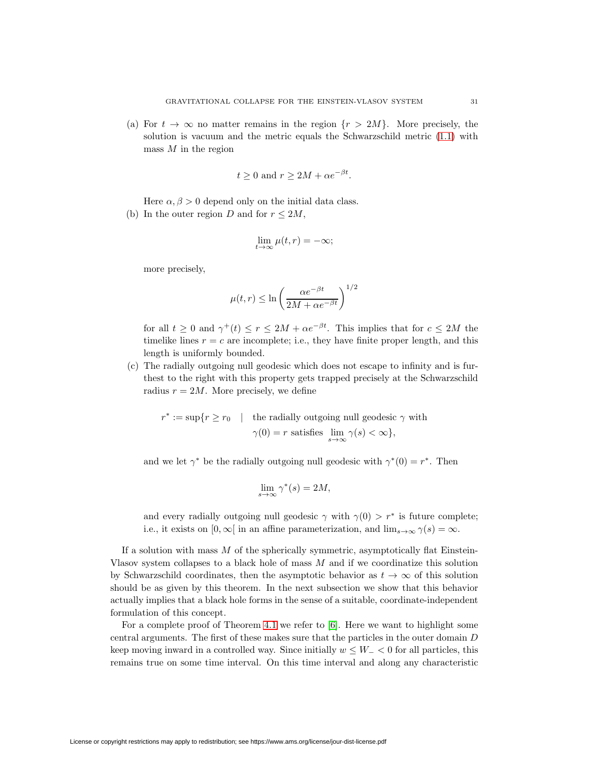(a) For $t \to \infty$ no matter remains in the region $\{r > 2M\}$. More precisely, the solution is vacuum and the metric equals the Schwarzschild metric (1.1) with mass $M$ in the region

$$t \geq 0 \text{ and } r \geq 2M + \alpha e^{-\beta t}.$$

Here $\alpha, \beta > 0$ depend only on the initial data class.

(b) In the outer region $D$ and for $r \leq 2M$,

$$\lim_{t \to \infty} \mu(t,r) = -\infty;$$

more precisely,

$$\mu(t,r) \leq \ln \left( \frac{\alpha e^{-\beta t}}{2M + \alpha e^{-\beta t}} \right)^{1/2}$$

for all $t \geq 0$ and $\gamma^+(t) \leq r \leq 2M + \alpha e^{-\beta t}$. This implies that for $c \leq 2M$ the timelike lines $r = c$ are incomplete; i.e., they have finite proper length, and this length is uniformly bounded.

(c) The radially outgoing null geodesic which does not escape to infinity and is furthest to the right with this property gets trapped precisely at the Schwarzschild radius $r = 2M$. More precisely, we define

$$r^* := \sup\{r \geq r_0 \quad | \quad \text{the radially outgoing null geodesic } \gamma \text{ with } \gamma(0) = r \text{ satisfies } \lim_{s \to \infty} \gamma(s) < \infty\},$$

and we let $\gamma^*$ be the radially outgoing null geodesic with $\gamma^*(0) = r^*$. Then

$$\lim_{s \to \infty} \gamma^*(s) = 2M,$$

and every radially outgoing null geodesic $\gamma$ with $\gamma(0) > r^*$ is future complete; i.e., it exists on $[0, \infty[$ in an affine parameterization, and $\lim_{s \to \infty} \gamma(s) = \infty$.

If a solution with mass $M$ of the spherically symmetric, asymptotically flat Einstein-Vlasov system collapses to a black hole of mass $M$ and if we coordinatize this solution by Schwarzschild coordinates, then the asymptotic behavior as $t \to \infty$ of this solution should be as given by this theorem. In the next subsection we show that this behavior actually implies that a black hole forms in the sense of a suitable, coordinate-independent formulation of this concept.

For a complete proof of Theorem 4.1 we refer to [6]. Here we want to highlight some central arguments. The first of these makes sure that the particles in the outer domain $D$ keep moving inward in a controlled way. Since initially $w \leq W_- < 0$ for all particles, this remains true on some time interval. On this time interval and along any characteristic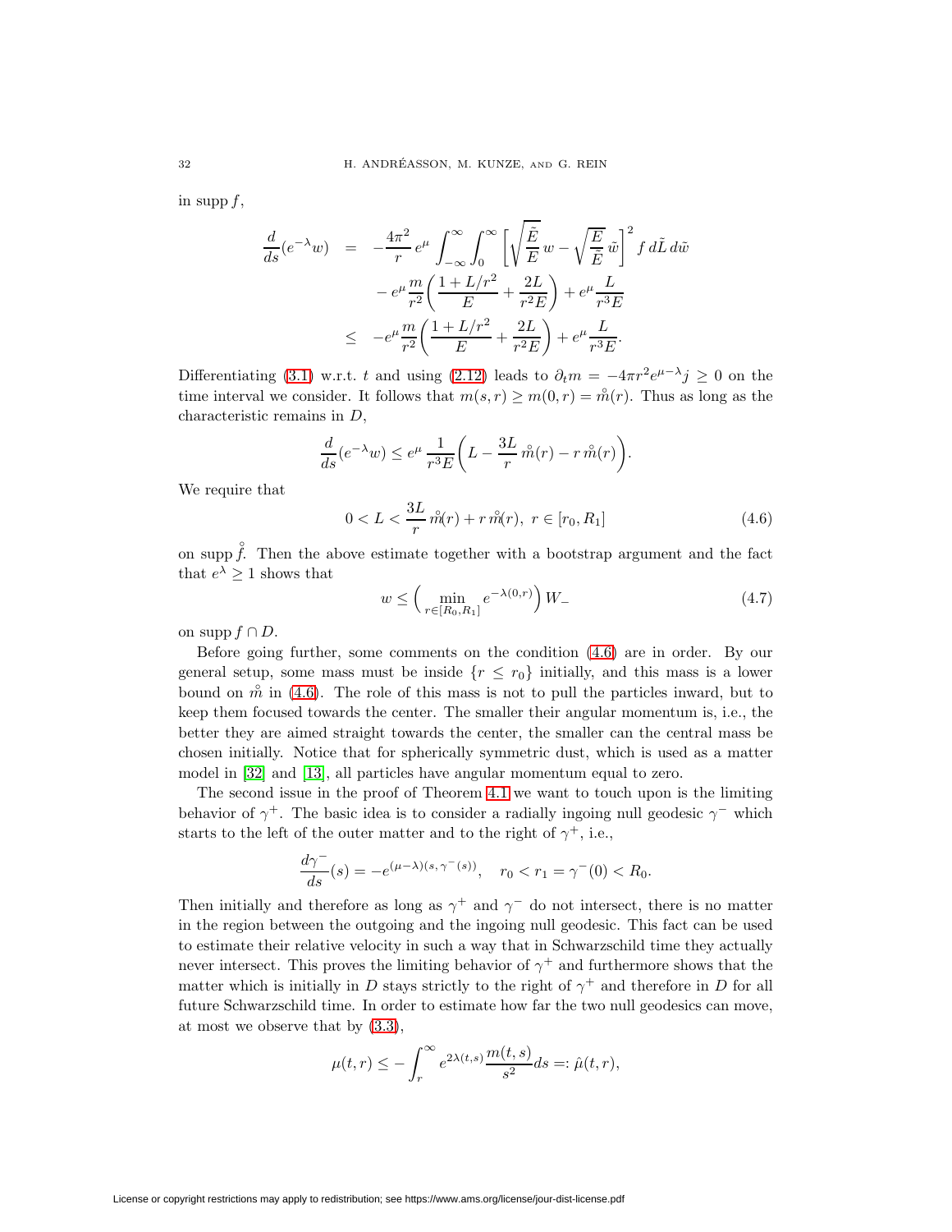in supp $f$,

$$
\begin{aligned}
\frac{d}{ds}(e^{-\lambda}w) &= -\frac{4\pi^2}{r}\,e^{\mu}\int_{-\infty}^{\infty}\int_0^{\infty}\left[\sqrt{\frac{\tilde{E}}{E}}\,w-\sqrt{\frac{E}{\tilde{E}}}\,\tilde{w}\right]^2 f\,d\tilde{L}\,d\tilde{w} \\
&\quad - e^{\mu}\frac{m}{r^2}\left(\frac{1+L/r^2}{E}+\frac{2L}{r^2E}\right)+e^{\mu}\frac{L}{r^3E} \\
&\leq -e^{\mu}\frac{m}{r^2}\left(\frac{1+L/r^2}{E}+\frac{2L}{r^2E}\right)+e^{\mu}\frac{L}{r^3E}.
\end{aligned}
$$

Differentiating (3.1) w.r.t. $t$ and using (2.12) leads to $\partial_t m = -4\pi r^2 e^{\mu-\lambda} j \geq 0$ on the time interval we consider. It follows that $m(s,r) \geq m(0,r) = \mathring{m}(r)$. Thus as long as the characteristic remains in $D$,

$$
\frac{d}{ds}(e^{-\lambda}w) \leq e^{\mu}\,\frac{1}{r^3E}\left(L-\frac{3L}{r}\,\mathring{m}(r)-r\,\mathring{m}(r)\right).
$$

We require that

$$
0 < L < \frac{3L}{r}\,\mathring{m}(r)+r\,\mathring{m}(r),\ r\in[r_0,R_1] \tag{4.6}
$$

on supp $\mathring{f}$. Then the above estimate together with a bootstrap argument and the fact that $e^{\lambda}\geq 1$ shows that

$$
w \leq \Big(\min_{r\in[R_0,R_1]} e^{-\lambda(0,r)}\Big)\,W_- \tag{4.7}
$$

on supp $f\cap D$.

Before going further, some comments on the condition (4.6) are in order. By our general setup, some mass must be inside $\{r\leq r_0\}$ initially, and this mass is a lower bound on $\mathring{m}$ in (4.6). The role of this mass is not to pull the particles inward, but to keep them focused towards the center. The smaller their angular momentum is, i.e., the better they are aimed straight towards the center, the smaller can the central mass be chosen initially. Notice that for spherically symmetric dust, which is used as a matter model in [32] and [13], all particles have angular momentum equal to zero.

The second issue in the proof of Theorem 4.1 we want to touch upon is the limiting behavior of $\gamma^+$. The basic idea is to consider a radially ingoing null geodesic $\gamma^-$ which starts to the left of the outer matter and to the right of $\gamma^+$, i.e.,

$$
\frac{d\gamma^-}{ds}(s) = -e^{(\mu-\lambda)(s,\gamma^-(s))},\quad r_0<r_1=\gamma^-(0)<R_0.
$$

Then initially and therefore as long as $\gamma^+$ and $\gamma^-$ do not intersect, there is no matter in the region between the outgoing and the ingoing null geodesic. This fact can be used to estimate their relative velocity in such a way that in Schwarzschild time they actually never intersect. This proves the limiting behavior of $\gamma^+$ and furthermore shows that the matter which is initially in $D$ stays strictly to the right of $\gamma^+$ and therefore in $D$ for all future Schwarzschild time. In order to estimate how far the two null geodesics can move, at most we observe that by (3.3),

$$
\mu(t,r) \leq -\int_r^{\infty} e^{2\lambda(t,s)}\frac{m(t,s)}{s^2}ds =: \hat{\mu}(t,r),
$$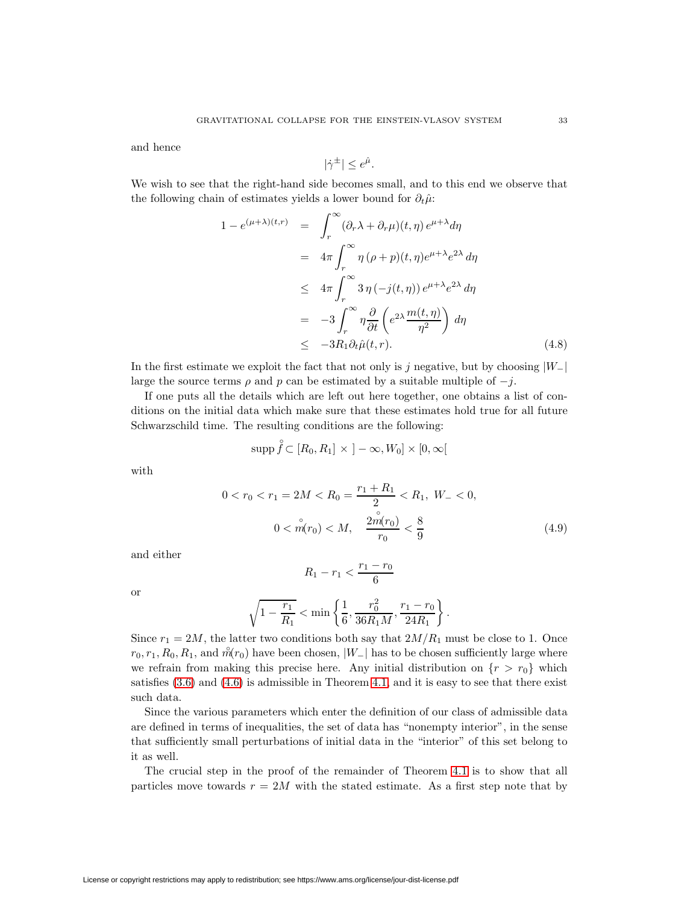and hence

$$|\dot{\gamma}^{\pm}| \leq e^{\hat{\mu}}.$$

We wish to see that the right-hand side becomes small, and to this end we observe that the following chain of estimates yields a lower bound for $\partial_t \hat{\mu}$:

$$\begin{aligned}
1 - e^{(\mu+\lambda)(t,r)} &= \int_r^\infty (\partial_r \lambda + \partial_r \mu)(t,\eta)\, e^{\mu+\lambda} d\eta \\
&= 4\pi \int_r^\infty \eta\, (\rho + p)(t,\eta) e^{\mu+\lambda} e^{2\lambda}\, d\eta \\
&\leq 4\pi \int_r^\infty 3\, \eta\, (-j(t,\eta))\, e^{\mu+\lambda} e^{2\lambda}\, d\eta \\
&= -3 \int_r^\infty \eta \frac{\partial}{\partial t}\left( e^{2\lambda} \frac{m(t,\eta)}{\eta^2} \right)\, d\eta \\
&\leq -3 R_1 \partial_t \hat{\mu}(t,r). \qquad (4.8)
\end{aligned}$$

In the first estimate we exploit the fact that not only is $j$ negative, but by choosing $|W_-|$ large the source terms $\rho$ and $p$ can be estimated by a suitable multiple of $-j$.

If one puts all the details which are left out here together, one obtains a list of conditions on the initial data which make sure that these estimates hold true for all future Schwarzschild time. The resulting conditions are the following:

$$\operatorname{supp} \overset{\circ}{f} \subset [R_0, R_1] \times \,]-\infty, W_0] \times [0, \infty[$$

with

$$\begin{gathered}
0 < r_0 < r_1 = 2M < R_0 = \frac{r_1 + R_1}{2} < R_1,\ W_- < 0, \\
0 < \overset{\circ}{m}(r_0) < M, \quad \frac{2\overset{\circ}{m}(r_0)}{r_0} < \frac{8}{9}
\end{gathered} \qquad (4.9)$$

and either

$$R_1 - r_1 < \frac{r_1 - r_0}{6}$$

or

$$\sqrt{1 - \frac{r_1}{R_1}} < \min\left\{ \frac{1}{6}, \frac{r_0^2}{36 R_1 M}, \frac{r_1 - r_0}{24 R_1} \right\}.$$

Since $r_1 = 2M$, the latter two conditions both say that $2M/R_1$ must be close to 1. Once $r_0, r_1, R_0, R_1$, and $\overset{\circ}{m}(r_0)$ have been chosen, $|W_-|$ has to be chosen sufficiently large where we refrain from making this precise here. Any initial distribution on $\{r > r_0\}$ which satisfies (3.6) and (4.6) is admissible in Theorem 4.1, and it is easy to see that there exist such data.

Since the various parameters which enter the definition of our class of admissible data are defined in terms of inequalities, the set of data has "nonempty interior", in the sense that sufficiently small perturbations of initial data in the "interior" of this set belong to it as well.

The crucial step in the proof of the remainder of Theorem 4.1 is to show that all particles move towards $r = 2M$ with the stated estimate. As a first step note that by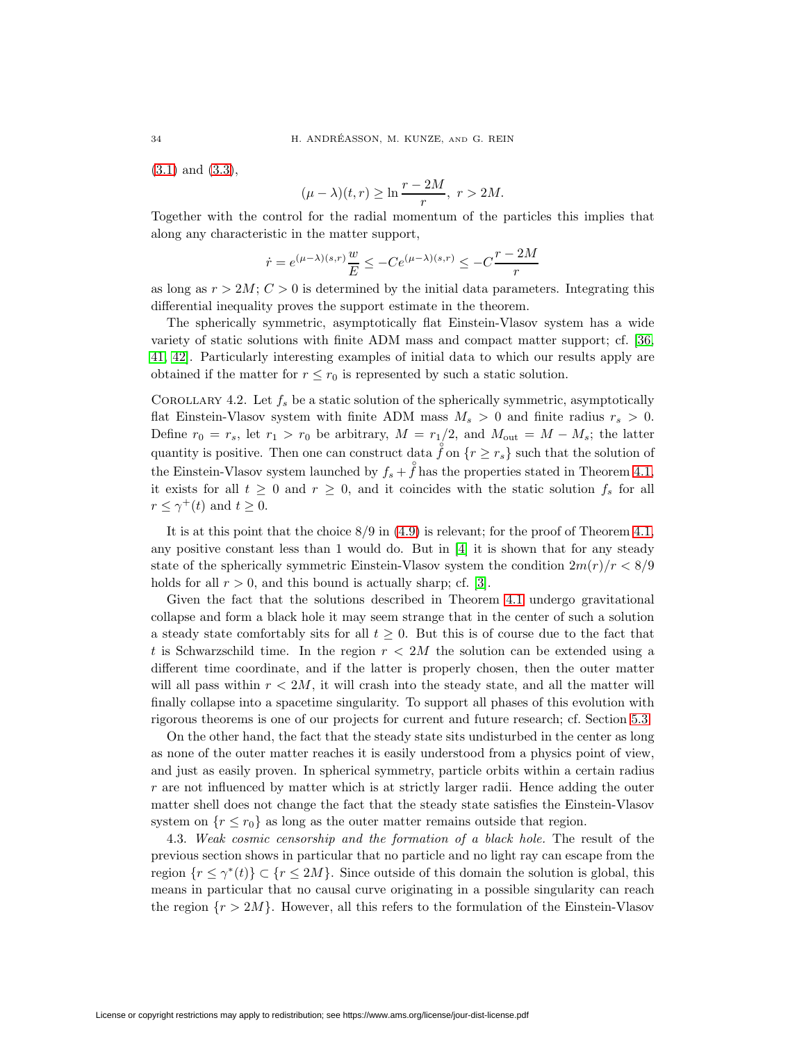(3.1) and (3.3),

$$(\mu - \lambda)(t,r) \geq \ln \frac{r-2M}{r},\ r > 2M.$$

Together with the control for the radial momentum of the particles this implies that along any characteristic in the matter support,

$$\dot{r} = e^{(\mu-\lambda)(s,r)} \frac{w}{E} \leq -C e^{(\mu-\lambda)(s,r)} \leq -C \frac{r-2M}{r}$$

as long as $r > 2M$; $C > 0$ is determined by the initial data parameters. Integrating this differential inequality proves the support estimate in the theorem.

The spherically symmetric, asymptotically flat Einstein-Vlasov system has a wide variety of static solutions with finite ADM mass and compact matter support; cf. [36, 41, 42]. Particularly interesting examples of initial data to which our results apply are obtained if the matter for $r \leq r_0$ is represented by such a static solution.

Corollary 4.2. Let $f_s$ be a static solution of the spherically symmetric, asymptotically flat Einstein-Vlasov system with finite ADM mass $M_s > 0$ and finite radius $r_s > 0$. Define $r_0 = r_s$, let $r_1 > r_0$ be arbitrary, $M = r_1/2$, and $M_{\text{out}} = M - M_s$; the latter quantity is positive. Then one can construct data $\mathring{f}$ on $\{r \geq r_s\}$ such that the solution of the Einstein-Vlasov system launched by $f_s + \mathring{f}$ has the properties stated in Theorem 4.1, it exists for all $t \geq 0$ and $r \geq 0$, and it coincides with the static solution $f_s$ for all $r \leq \gamma^+(t)$ and $t \geq 0$.

It is at this point that the choice $8/9$ in (4.9) is relevant; for the proof of Theorem 4.1, any positive constant less than 1 would do. But in [4] it is shown that for any steady state of the spherically symmetric Einstein-Vlasov system the condition $2m(r)/r < 8/9$ holds for all $r > 0$, and this bound is actually sharp; cf. [3].

Given the fact that the solutions described in Theorem 4.1 undergo gravitational collapse and form a black hole it may seem strange that in the center of such a solution a steady state comfortably sits for all $t \geq 0$. But this is of course due to the fact that $t$ is Schwarzschild time. In the region $r < 2M$ the solution can be extended using a different time coordinate, and if the latter is properly chosen, then the outer matter will all pass within $r < 2M$, it will crash into the steady state, and all the matter will finally collapse into a spacetime singularity. To support all phases of this evolution with rigorous theorems is one of our projects for current and future research; cf. Section 5.3.

On the other hand, the fact that the steady state sits undisturbed in the center as long as none of the outer matter reaches it is easily understood from a physics point of view, and just as easily proven. In spherical symmetry, particle orbits within a certain radius $r$ are not influenced by matter which is at strictly larger radii. Hence adding the outer matter shell does not change the fact that the steady state satisfies the Einstein-Vlasov system on $\{r \leq r_0\}$ as long as the outer matter remains outside that region.

4.3. *Weak cosmic censorship and the formation of a black hole.* The result of the previous section shows in particular that no particle and no light ray can escape from the region $\{r \leq \gamma^*(t)\} \subset \{r \leq 2M\}$. Since outside of this domain the solution is global, this means in particular that no causal curve originating in a possible singularity can reach the region $\{r > 2M\}$. However, all this refers to the formulation of the Einstein-Vlasov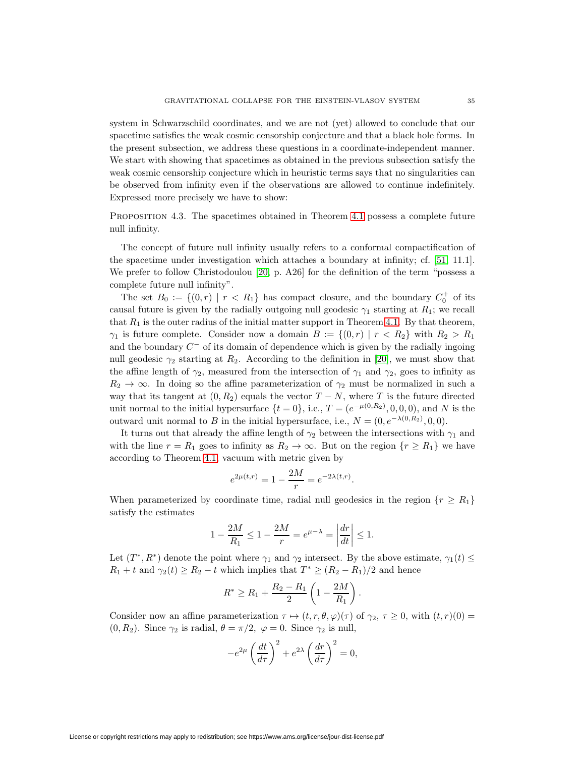system in Schwarzschild coordinates, and we are not (yet) allowed to conclude that our spacetime satisfies the weak cosmic censorship conjecture and that a black hole forms. In the present subsection, we address these questions in a coordinate-independent manner. We start with showing that spacetimes as obtained in the previous subsection satisfy the weak cosmic censorship conjecture which in heuristic terms says that no singularities can be observed from infinity even if the observations are allowed to continue indefinitely. Expressed more precisely we have to show:

PROPOSITION 4.3. The spacetimes obtained in Theorem 4.1 possess a complete future null infinity.

The concept of future null infinity usually refers to a conformal compactification of the spacetime under investigation which attaches a boundary at infinity; cf. [51, 11.1]. We prefer to follow Christodoulou [20, p. A26] for the definition of the term "possess a complete future null infinity".

The set $B_0 := \{(0, r) \mid r < R_1\}$ has compact closure, and the boundary $C_0^+$ of its causal future is given by the radially outgoing null geodesic $\gamma_1$ starting at $R_1$; we recall that $R_1$ is the outer radius of the initial matter support in Theorem 4.1. By that theorem, $\gamma_1$ is future complete. Consider now a domain $B := \{(0, r) \mid r < R_2\}$ with $R_2 > R_1$ and the boundary $C^-$ of its domain of dependence which is given by the radially ingoing null geodesic $\gamma_2$ starting at $R_2$. According to the definition in [20], we must show that the affine length of $\gamma_2$, measured from the intersection of $\gamma_1$ and $\gamma_2$, goes to infinity as $R_2 \to \infty$. In doing so the affine parameterization of $\gamma_2$ must be normalized in such a way that its tangent at $(0, R_2)$ equals the vector $T - N$, where $T$ is the future directed unit normal to the initial hypersurface $\{t = 0\}$, i.e., $T = (e^{-\mu(0,R_2)}, 0, 0, 0)$, and $N$ is the outward unit normal to $B$ in the initial hypersurface, i.e., $N = (0, e^{-\lambda(0,R_2)}, 0, 0)$.

It turns out that already the affine length of $\gamma_2$ between the intersections with $\gamma_1$ and with the line $r = R_1$ goes to infinity as $R_2 \to \infty$. But on the region $\{r \geq R_1\}$ we have according to Theorem 4.1, vacuum with metric given by

$$e^{2\mu(t,r)} = 1 - \frac{2M}{r} = e^{-2\lambda(t,r)}.$$

When parameterized by coordinate time, radial null geodesics in the region $\{r \geq R_1\}$ satisfy the estimates

$$1 - \frac{2M}{R_1} \leq 1 - \frac{2M}{r} = e^{\mu-\lambda} = \left|\frac{dr}{dt}\right| \leq 1.$$

Let $(T^*, R^*)$ denote the point where $\gamma_1$ and $\gamma_2$ intersect. By the above estimate, $\gamma_1(t) \leq R_1 + t$ and $\gamma_2(t) \geq R_2 - t$ which implies that $T^* \geq (R_2 - R_1)/2$ and hence

$$R^* \geq R_1 + \frac{R_2 - R_1}{2}\left(1 - \frac{2M}{R_1}\right).$$

Consider now an affine parameterization $\tau \mapsto (t, r, \theta, \varphi)(\tau)$ of $\gamma_2$, $\tau \geq 0$, with $(t, r)(0) = (0, R_2)$. Since $\gamma_2$ is radial, $\theta = \pi/2,\ \varphi = 0$. Since $\gamma_2$ is null,

$$-e^{2\mu}\left(\frac{dt}{d\tau}\right)^2 + e^{2\lambda}\left(\frac{dr}{d\tau}\right)^2 = 0,$$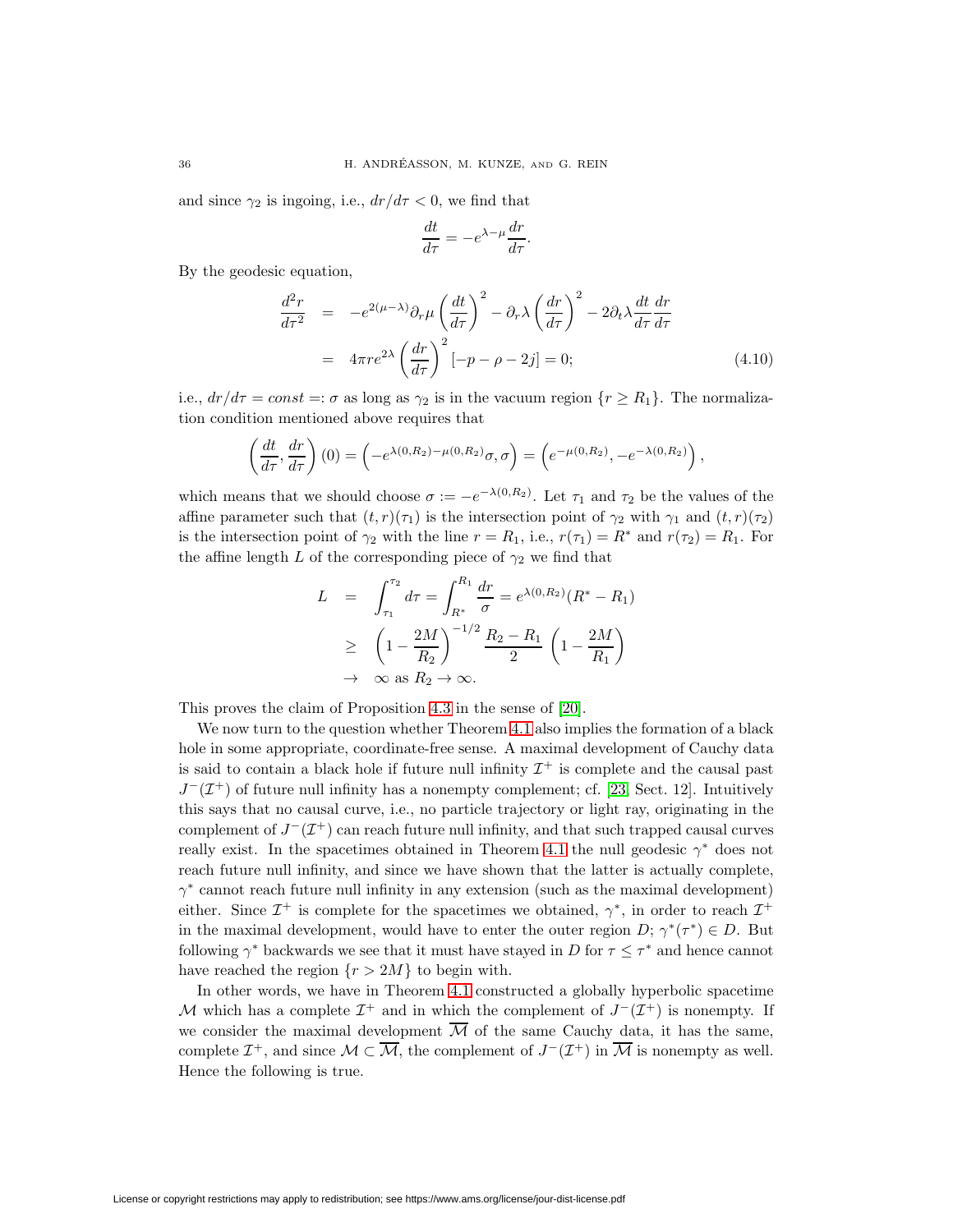and since $\gamma_2$ is ingoing, i.e., $dr/d\tau < 0$, we find that

$$\frac{dt}{d\tau} = -e^{\lambda-\mu}\frac{dr}{d\tau}.$$

By the geodesic equation,

$$\begin{aligned}
\frac{d^2r}{d\tau^2} &= -e^{2(\mu-\lambda)}\partial_r\mu\left(\frac{dt}{d\tau}\right)^2 - \partial_r\lambda\left(\frac{dr}{d\tau}\right)^2 - 2\partial_t\lambda\frac{dt}{d\tau}\frac{dr}{d\tau} \\
&= 4\pi r e^{2\lambda}\left(\frac{dr}{d\tau}\right)^2[-p-\rho-2j] = 0; \qquad (4.10)
\end{aligned}$$

i.e., $dr/d\tau = const =: \sigma$ as long as $\gamma_2$ is in the vacuum region $\{r \geq R_1\}$. The normalization condition mentioned above requires that

$$\left(\frac{dt}{d\tau}, \frac{dr}{d\tau}\right)(0) = \left(-e^{\lambda(0,R_2)-\mu(0,R_2)}\sigma, \sigma\right) = \left(e^{-\mu(0,R_2)}, -e^{-\lambda(0,R_2)}\right),$$

which means that we should choose $\sigma := -e^{-\lambda(0,R_2)}$. Let $\tau_1$ and $\tau_2$ be the values of the affine parameter such that $(t,r)(\tau_1)$ is the intersection point of $\gamma_2$ with $\gamma_1$ and $(t,r)(\tau_2)$ is the intersection point of $\gamma_2$ with the line $r = R_1$, i.e., $r(\tau_1) = R^*$ and $r(\tau_2) = R_1$. For the affine length $L$ of the corresponding piece of $\gamma_2$ we find that

$$\begin{aligned}
L &= \int_{\tau_1}^{\tau_2} d\tau = \int_{R^*}^{R_1}\frac{dr}{\sigma} = e^{\lambda(0,R_2)}(R^* - R_1) \\
&\geq \left(1 - \frac{2M}{R_2}\right)^{-1/2}\frac{R_2 - R_1}{2}\left(1 - \frac{2M}{R_1}\right) \\
&\to \infty \text{ as } R_2 \to \infty.
\end{aligned}$$

This proves the claim of Proposition 4.3 in the sense of [20].

We now turn to the question whether Theorem 4.1 also implies the formation of a black hole in some appropriate, coordinate-free sense. A maximal development of Cauchy data is said to contain a black hole if future null infinity $\mathcal{I}^+$ is complete and the causal past $J^-(\mathcal{I}^+)$ of future null infinity has a nonempty complement; cf. [23, Sect. 12]. Intuitively this says that no causal curve, i.e., no particle trajectory or light ray, originating in the complement of $J^-(\mathcal{I}^+)$ can reach future null infinity, and that such trapped causal curves really exist. In the spacetimes obtained in Theorem 4.1 the null geodesic $\gamma^*$ does not reach future null infinity, and since we have shown that the latter is actually complete, $\gamma^*$ cannot reach future null infinity in any extension (such as the maximal development) either. Since $\mathcal{I}^+$ is complete for the spacetimes we obtained, $\gamma^*$, in order to reach $\mathcal{I}^+$ in the maximal development, would have to enter the outer region $D$; $\gamma^*(\tau^*) \in D$. But following $\gamma^*$ backwards we see that it must have stayed in $D$ for $\tau \leq \tau^*$ and hence cannot have reached the region $\{r > 2M\}$ to begin with.

In other words, we have in Theorem 4.1 constructed a globally hyperbolic spacetime $\mathcal{M}$ which has a complete $\mathcal{I}^+$ and in which the complement of $J^-(\mathcal{I}^+)$ is nonempty. If we consider the maximal development $\overline{\mathcal{M}}$ of the same Cauchy data, it has the same, complete $\mathcal{I}^+$, and since $\mathcal{M} \subset \overline{\mathcal{M}}$, the complement of $J^-(\mathcal{I}^+)$ in $\overline{\mathcal{M}}$ is nonempty as well. Hence the following is true.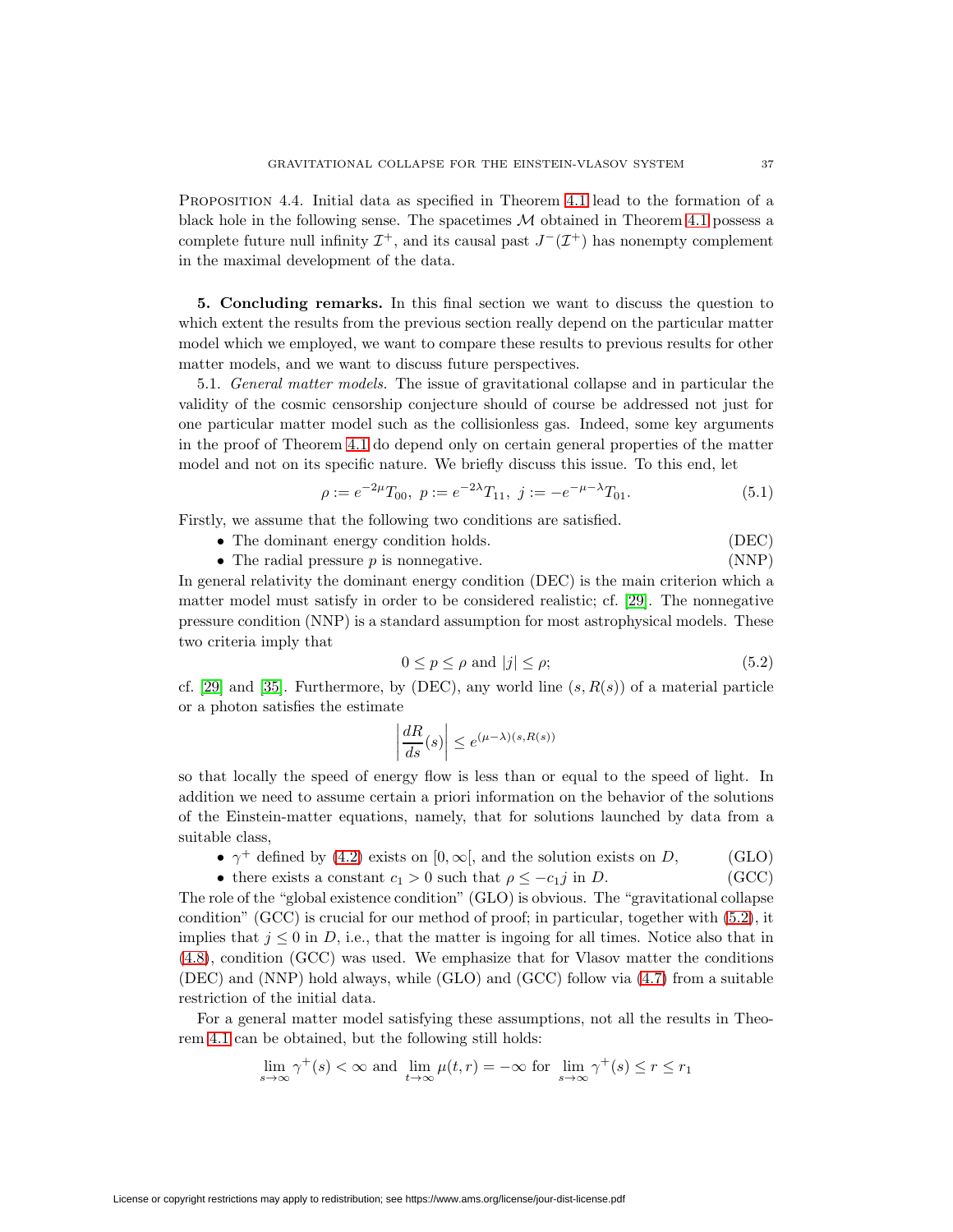Proposition 4.4. Initial data as specified in Theorem 4.1 lead to the formation of a black hole in the following sense. The spacetimes $\mathcal{M}$ obtained in Theorem 4.1 possess a complete future null infinity $\mathcal{I}^+$, and its causal past $J^-(\mathcal{I}^+)$ has nonempty complement in the maximal development of the data.

**5. Concluding remarks.** In this final section we want to discuss the question to which extent the results from the previous section really depend on the particular matter model which we employed, we want to compare these results to previous results for other matter models, and we want to discuss future perspectives.

5.1. *General matter models.* The issue of gravitational collapse and in particular the validity of the cosmic censorship conjecture should of course be addressed not just for one particular matter model such as the collisionless gas. Indeed, some key arguments in the proof of Theorem 4.1 do depend only on certain general properties of the matter model and not on its specific nature. We briefly discuss this issue. To this end, let

$$\rho := e^{-2\mu}T_{00},\ p := e^{-2\lambda}T_{11},\ j := -e^{-\mu-\lambda}T_{01}. \tag{5.1}$$

Firstly, we assume that the following two conditions are satisfied.

- The dominant energy condition holds. (DEC)
- The radial pressure $p$ is nonnegative. (NNP)

In general relativity the dominant energy condition (DEC) is the main criterion which a matter model must satisfy in order to be considered realistic; cf. [29]. The nonnegative pressure condition (NNP) is a standard assumption for most astrophysical models. These two criteria imply that

$$0 \leq p \leq \rho \text{ and } |j| \leq \rho; \tag{5.2}$$

cf. [29] and [35]. Furthermore, by (DEC), any world line $(s, R(s))$ of a material particle or a photon satisfies the estimate

$$\left|\frac{dR}{ds}(s)\right| \leq e^{(\mu-\lambda)(s,R(s))}$$

so that locally the speed of energy flow is less than or equal to the speed of light. In addition we need to assume certain a priori information on the behavior of the solutions of the Einstein-matter equations, namely, that for solutions launched by data from a suitable class,

- $\gamma^+$ defined by (4.2) exists on $[0,\infty[$, and the solution exists on $D$, (GLO)
- there exists a constant $c_1 > 0$ such that $\rho \leq -c_1 j$ in $D$. (GCC)

The role of the "global existence condition" (GLO) is obvious. The "gravitational collapse condition" (GCC) is crucial for our method of proof; in particular, together with (5.2), it implies that $j \leq 0$ in $D$, i.e., that the matter is ingoing for all times. Notice also that in (4.8), condition (GCC) was used. We emphasize that for Vlasov matter the conditions (DEC) and (NNP) hold always, while (GLO) and (GCC) follow via (4.7) from a suitable restriction of the initial data.

For a general matter model satisfying these assumptions, not all the results in Theorem 4.1 can be obtained, but the following still holds:

$$\lim_{s\to\infty}\gamma^+(s) < \infty \text{ and } \lim_{t\to\infty}\mu(t,r) = -\infty \text{ for } \lim_{s\to\infty}\gamma^+(s) \leq r \leq r_1$$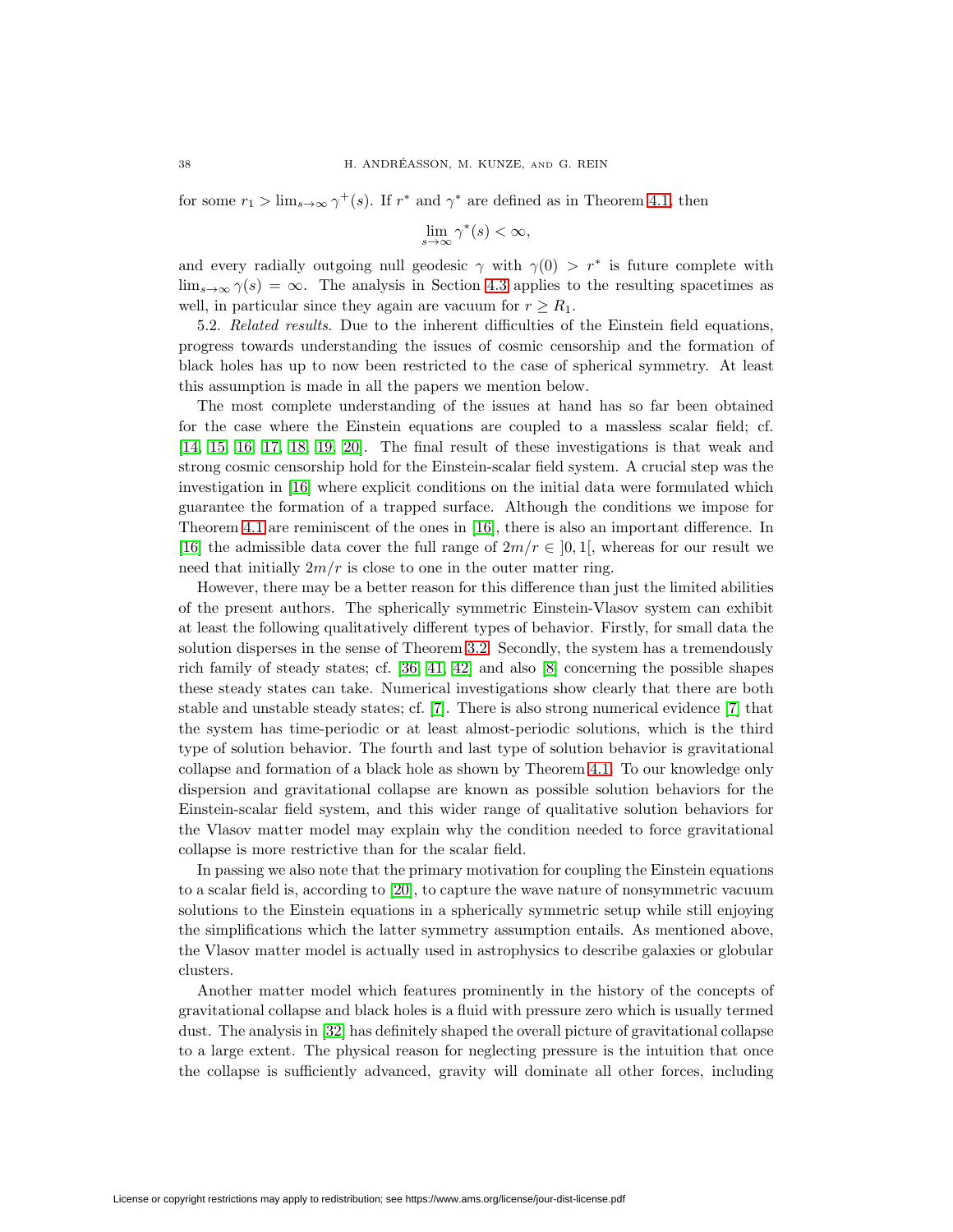for some $r_1 > \lim_{s\to\infty} \gamma^+(s)$. If $r^*$ and $\gamma^*$ are defined as in Theorem 4.1, then

$$\lim_{s\to\infty} \gamma^*(s) < \infty,$$

and every radially outgoing null geodesic $\gamma$ with $\gamma(0) > r^*$ is future complete with $\lim_{s\to\infty} \gamma(s) = \infty$. The analysis in Section 4.3 applies to the resulting spacetimes as well, in particular since they again are vacuum for $r \geq R_1$.

5.2. *Related results.* Due to the inherent difficulties of the Einstein field equations, progress towards understanding the issues of cosmic censorship and the formation of black holes has up to now been restricted to the case of spherical symmetry. At least this assumption is made in all the papers we mention below.

The most complete understanding of the issues at hand has so far been obtained for the case where the Einstein equations are coupled to a massless scalar field; cf. [14, 15, 16, 17, 18, 19, 20]. The final result of these investigations is that weak and strong cosmic censorship hold for the Einstein-scalar field system. A crucial step was the investigation in [16] where explicit conditions on the initial data were formulated which guarantee the formation of a trapped surface. Although the conditions we impose for Theorem 4.1 are reminiscent of the ones in [16], there is also an important difference. In [16] the admissible data cover the full range of $2m/r \in ]0,1[$, whereas for our result we need that initially $2m/r$ is close to one in the outer matter ring.

However, there may be a better reason for this difference than just the limited abilities of the present authors. The spherically symmetric Einstein-Vlasov system can exhibit at least the following qualitatively different types of behavior. Firstly, for small data the solution disperses in the sense of Theorem 3.2. Secondly, the system has a tremendously rich family of steady states; cf. [36, 41, 42] and also [8] concerning the possible shapes these steady states can take. Numerical investigations show clearly that there are both stable and unstable steady states; cf. [7]. There is also strong numerical evidence [7] that the system has time-periodic or at least almost-periodic solutions, which is the third type of solution behavior. The fourth and last type of solution behavior is gravitational collapse and formation of a black hole as shown by Theorem 4.1. To our knowledge only dispersion and gravitational collapse are known as possible solution behaviors for the Einstein-scalar field system, and this wider range of qualitative solution behaviors for the Vlasov matter model may explain why the condition needed to force gravitational collapse is more restrictive than for the scalar field.

In passing we also note that the primary motivation for coupling the Einstein equations to a scalar field is, according to [20], to capture the wave nature of nonsymmetric vacuum solutions to the Einstein equations in a spherically symmetric setup while still enjoying the simplifications which the latter symmetry assumption entails. As mentioned above, the Vlasov matter model is actually used in astrophysics to describe galaxies or globular clusters.

Another matter model which features prominently in the history of the concepts of gravitational collapse and black holes is a fluid with pressure zero which is usually termed dust. The analysis in [32] has definitely shaped the overall picture of gravitational collapse to a large extent. The physical reason for neglecting pressure is the intuition that once the collapse is sufficiently advanced, gravity will dominate all other forces, including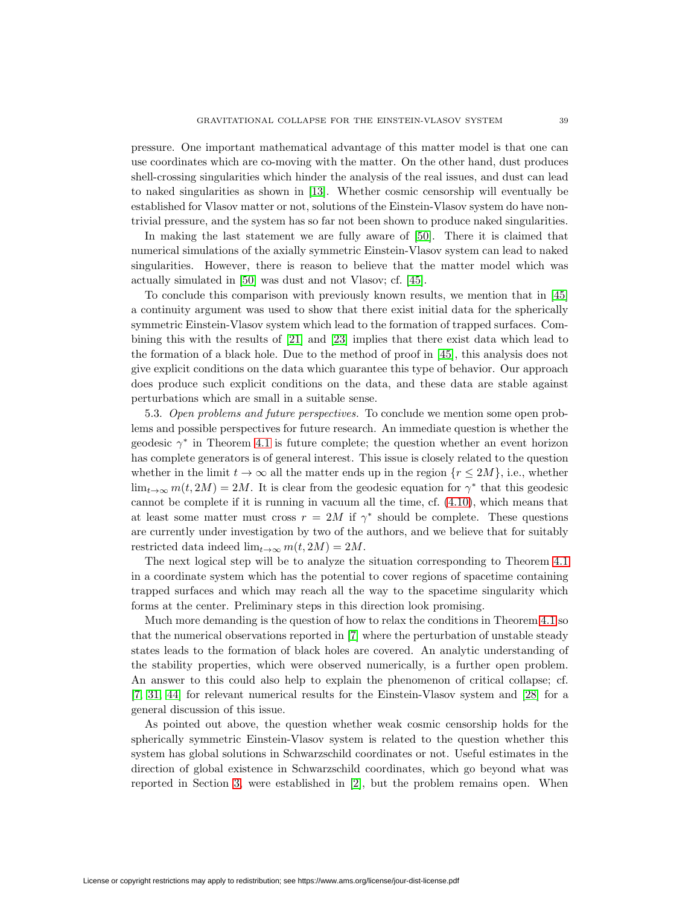pressure. One important mathematical advantage of this matter model is that one can use coordinates which are co-moving with the matter. On the other hand, dust produces shell-crossing singularities which hinder the analysis of the real issues, and dust can lead to naked singularities as shown in [13]. Whether cosmic censorship will eventually be established for Vlasov matter or not, solutions of the Einstein-Vlasov system do have non-trivial pressure, and the system has so far not been shown to produce naked singularities.

In making the last statement we are fully aware of [50]. There it is claimed that numerical simulations of the axially symmetric Einstein-Vlasov system can lead to naked singularities. However, there is reason to believe that the matter model which was actually simulated in [50] was dust and not Vlasov; cf. [45].

To conclude this comparison with previously known results, we mention that in [45] a continuity argument was used to show that there exist initial data for the spherically symmetric Einstein-Vlasov system which lead to the formation of trapped surfaces. Combining this with the results of [21] and [23] implies that there exist data which lead to the formation of a black hole. Due to the method of proof in [45], this analysis does not give explicit conditions on the data which guarantee this type of behavior. Our approach does produce such explicit conditions on the data, and these data are stable against perturbations which are small in a suitable sense.

5.3. *Open problems and future perspectives.* To conclude we mention some open problems and possible perspectives for future research. An immediate question is whether the geodesic $\gamma^*$ in Theorem 4.1 is future complete; the question whether an event horizon has complete generators is of general interest. This issue is closely related to the question whether in the limit $t \to \infty$ all the matter ends up in the region $\{r \leq 2M\}$, i.e., whether $\lim_{t\to\infty} m(t, 2M) = 2M$. It is clear from the geodesic equation for $\gamma^*$ that this geodesic cannot be complete if it is running in vacuum all the time, cf. (4.10), which means that at least some matter must cross $r = 2M$ if $\gamma^*$ should be complete. These questions are currently under investigation by two of the authors, and we believe that for suitably restricted data indeed $\lim_{t\to\infty} m(t, 2M) = 2M$.

The next logical step will be to analyze the situation corresponding to Theorem 4.1 in a coordinate system which has the potential to cover regions of spacetime containing trapped surfaces and which may reach all the way to the spacetime singularity which forms at the center. Preliminary steps in this direction look promising.

Much more demanding is the question of how to relax the conditions in Theorem 4.1 so that the numerical observations reported in [7] where the perturbation of unstable steady states leads to the formation of black holes are covered. An analytic understanding of the stability properties, which were observed numerically, is a further open problem. An answer to this could also help to explain the phenomenon of critical collapse; cf. [7, 31, 44] for relevant numerical results for the Einstein-Vlasov system and [28] for a general discussion of this issue.

As pointed out above, the question whether weak cosmic censorship holds for the spherically symmetric Einstein-Vlasov system is related to the question whether this system has global solutions in Schwarzschild coordinates or not. Useful estimates in the direction of global existence in Schwarzschild coordinates, which go beyond what was reported in Section 3, were established in [2], but the problem remains open. When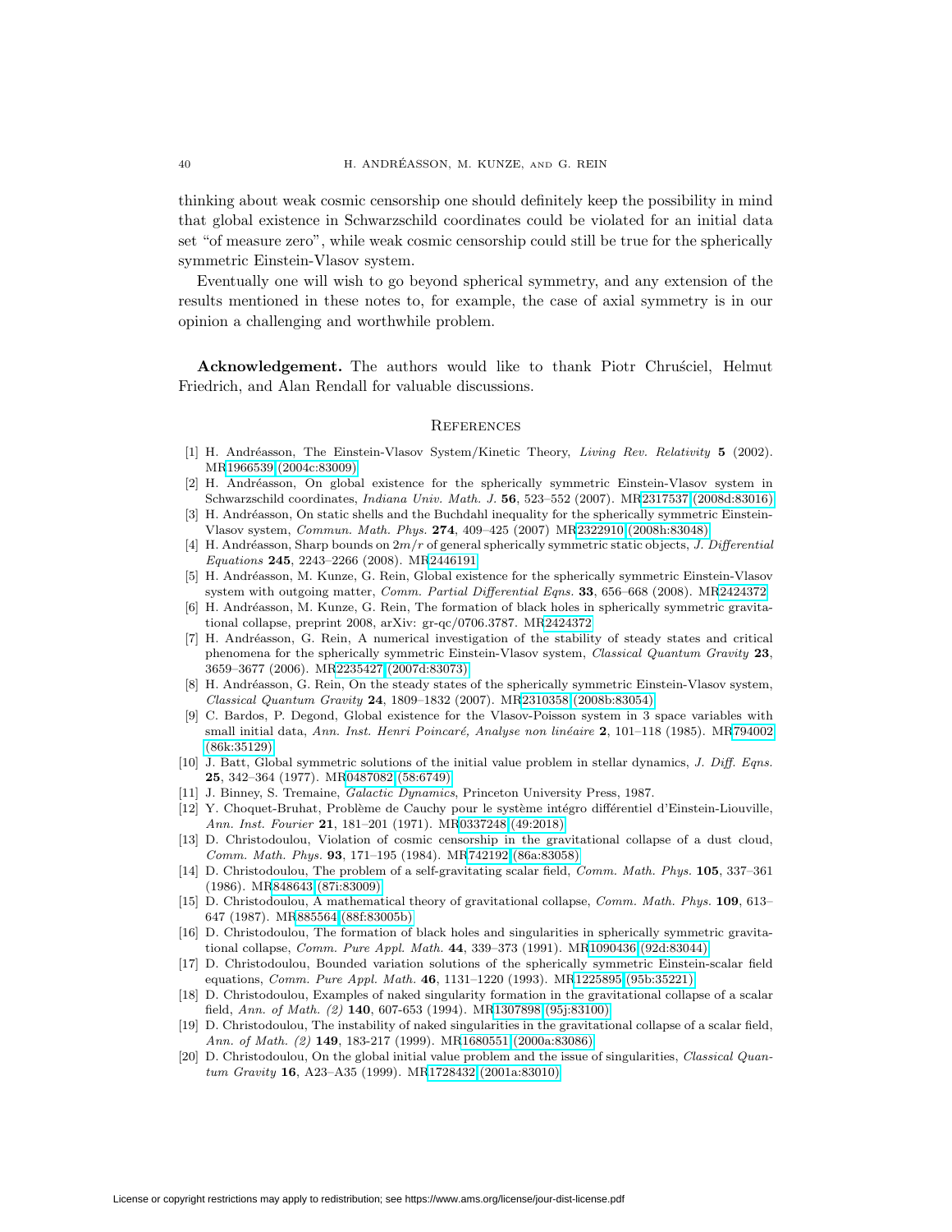thinking about weak cosmic censorship one should definitely keep the possibility in mind that global existence in Schwarzschild coordinates could be violated for an initial data set "of measure zero", while weak cosmic censorship could still be true for the spherically symmetric Einstein-Vlasov system.

Eventually one will wish to go beyond spherical symmetry, and any extension of the results mentioned in these notes to, for example, the case of axial symmetry is in our opinion a challenging and worthwhile problem.

**Acknowledgement.** The authors would like to thank Piotr Chruściel, Helmut Friedrich, and Alan Rendall for valuable discussions.

## References

[1] H. Andréasson, The Einstein-Vlasov System/Kinetic Theory, *Living Rev. Relativity* **5** (2002). MR1966539 (2004c:83009)

[2] H. Andréasson, On global existence for the spherically symmetric Einstein-Vlasov system in Schwarzschild coordinates, *Indiana Univ. Math. J.* **56**, 523–552 (2007). MR2317537 (2008d:83016)

[3] H. Andréasson, On static shells and the Buchdahl inequality for the spherically symmetric Einstein-Vlasov system, *Commun. Math. Phys.* **274**, 409–425 (2007) MR2322910 (2008h:83048)

[4] H. Andréasson, Sharp bounds on $2m/r$ of general spherically symmetric static objects, *J. Differential Equations* **245**, 2243–2266 (2008). MR2446191

[5] H. Andréasson, M. Kunze, G. Rein, Global existence for the spherically symmetric Einstein-Vlasov system with outgoing matter, *Comm. Partial Differential Eqns.* **33**, 656–668 (2008). MR2424372

[6] H. Andréasson, M. Kunze, G. Rein, The formation of black holes in spherically symmetric gravitational collapse, preprint 2008, arXiv: gr-qc/0706.3787. MR2424372

[7] H. Andréasson, G. Rein, A numerical investigation of the stability of steady states and critical phenomena for the spherically symmetric Einstein-Vlasov system, *Classical Quantum Gravity* **23**, 3659–3677 (2006). MR2235427 (2007d:83073)

[8] H. Andréasson, G. Rein, On the steady states of the spherically symmetric Einstein-Vlasov system, *Classical Quantum Gravity* **24**, 1809–1832 (2007). MR2310358 (2008b:83054)

[9] C. Bardos, P. Degond, Global existence for the Vlasov-Poisson system in 3 space variables with small initial data, *Ann. Inst. Henri Poincaré, Analyse non linéaire* **2**, 101–118 (1985). MR794002 (86k:35129)

[10] J. Batt, Global symmetric solutions of the initial value problem in stellar dynamics, *J. Diff. Eqns.* **25**, 342–364 (1977). MR0487082 (58:6749)

[11] J. Binney, S. Tremaine, *Galactic Dynamics*, Princeton University Press, 1987.

[12] Y. Choquet-Bruhat, Problème de Cauchy pour le système intégro différentiel d'Einstein-Liouville, *Ann. Inst. Fourier* **21**, 181–201 (1971). MR0337248 (49:2018)

[13] D. Christodoulou, Violation of cosmic censorship in the gravitational collapse of a dust cloud, *Comm. Math. Phys.* **93**, 171–195 (1984). MR742192 (86a:83058)

[14] D. Christodoulou, The problem of a self-gravitating scalar field, *Comm. Math. Phys.* **105**, 337–361 (1986). MR848643 (87i:83009)

[15] D. Christodoulou, A mathematical theory of gravitational collapse, *Comm. Math. Phys.* **109**, 613–647 (1987). MR885564 (88f:83005b)

[16] D. Christodoulou, The formation of black holes and singularities in spherically symmetric gravitational collapse, *Comm. Pure Appl. Math.* **44**, 339–373 (1991). MR1090436 (92d:83044)

[17] D. Christodoulou, Bounded variation solutions of the spherically symmetric Einstein-scalar field equations, *Comm. Pure Appl. Math.* **46**, 1131–1220 (1993). MR1225895 (95b:35221)

[18] D. Christodoulou, Examples of naked singularity formation in the gravitational collapse of a scalar field, *Ann. of Math. (2)* **140**, 607-653 (1994). MR1307898 (95j:83100)

[19] D. Christodoulou, The instability of naked singularities in the gravitational collapse of a scalar field, *Ann. of Math. (2)* **149**, 183-217 (1999). MR1680551 (2000a:83086)

[20] D. Christodoulou, On the global initial value problem and the issue of singularities, *Classical Quantum Gravity* **16**, A23–A35 (1999). MR1728432 (2001a:83010)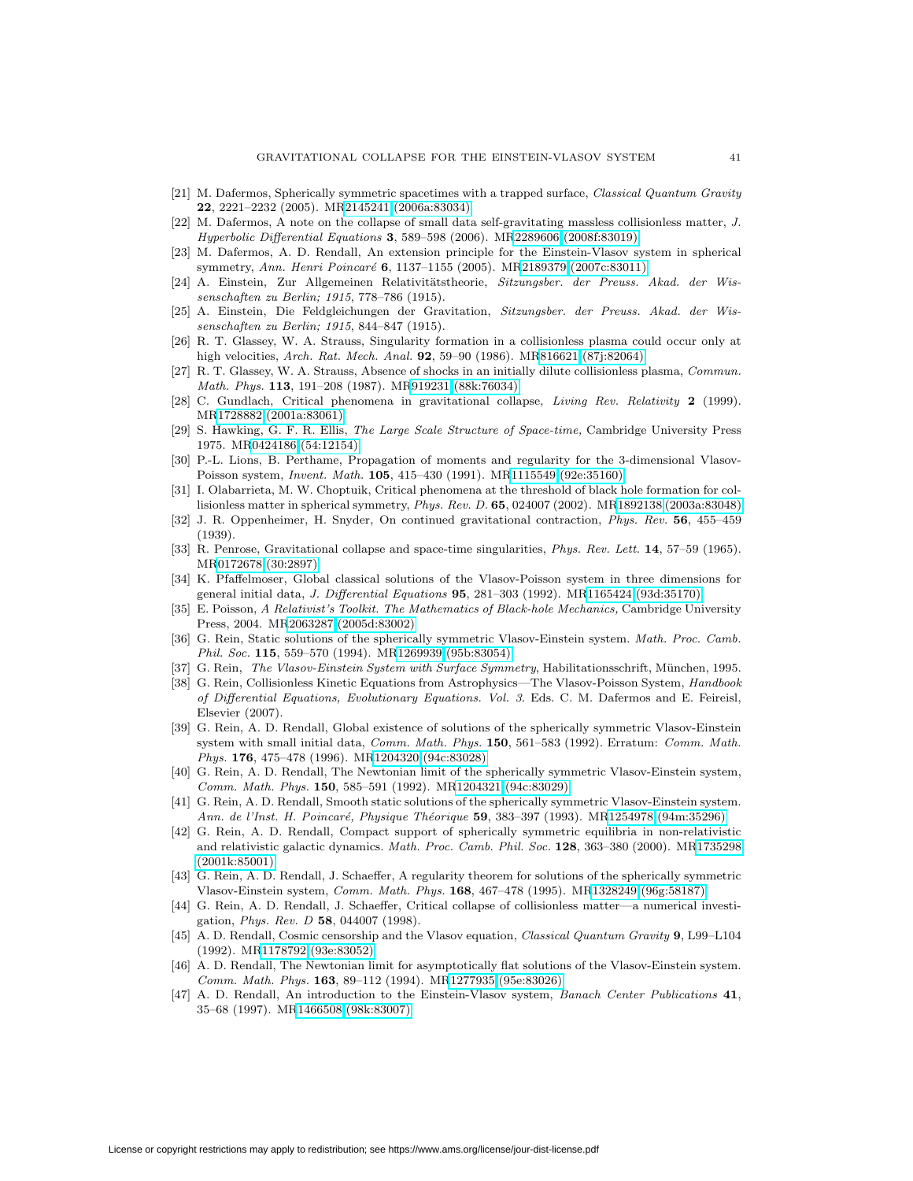[21] M. Dafermos, Spherically symmetric spacetimes with a trapped surface, *Classical Quantum Gravity* **22**, 2221–2232 (2005). MR2145241 (2006a:83034)

[22] M. Dafermos, A note on the collapse of small data self-gravitating massless collisionless matter, *J. Hyperbolic Differential Equations* **3**, 589–598 (2006). MR2289606 (2008f:83019)

[23] M. Dafermos, A. D. Rendall, An extension principle for the Einstein-Vlasov system in spherical symmetry, *Ann. Henri Poincaré* **6**, 1137–1155 (2005). MR2189379 (2007c:83011)

[24] A. Einstein, Zur Allgemeinen Relativitätstheorie, *Sitzungsber. der Preuss. Akad. der Wissenschaften zu Berlin; 1915*, 778–786 (1915).

[25] A. Einstein, Die Feldgleichungen der Gravitation, *Sitzungsber. der Preuss. Akad. der Wissenschaften zu Berlin; 1915*, 844–847 (1915).

[26] R. T. Glassey, W. A. Strauss, Singularity formation in a collisionless plasma could occur only at high velocities, *Arch. Rat. Mech. Anal.* **92**, 59–90 (1986). MR816621 (87j:82064)

[27] R. T. Glassey, W. A. Strauss, Absence of shocks in an initially dilute collisionless plasma, *Commun. Math. Phys.* **113**, 191–208 (1987). MR919231 (88k:76034)

[28] C. Gundlach, Critical phenomena in gravitational collapse, *Living Rev. Relativity* **2** (1999). MR1728882 (2001a:83061)

[29] S. Hawking, G. F. R. Ellis, *The Large Scale Structure of Space-time,* Cambridge University Press 1975. MR0424186 (54:12154)

[30] P.-L. Lions, B. Perthame, Propagation of moments and regularity for the 3-dimensional Vlasov-Poisson system, *Invent. Math.* **105**, 415–430 (1991). MR1115549 (92e:35160)

[31] I. Olabarrieta, M. W. Choptuik, Critical phenomena at the threshold of black hole formation for collisionless matter in spherical symmetry, *Phys. Rev. D.* **65**, 024007 (2002). MR1892138 (2003a:83048)

[32] J. R. Oppenheimer, H. Snyder, On continued gravitational contraction, *Phys. Rev.* **56**, 455–459 (1939).

[33] R. Penrose, Gravitational collapse and space-time singularities, *Phys. Rev. Lett.* **14**, 57–59 (1965). MR0172678 (30:2897)

[34] K. Pfaffelmoser, Global classical solutions of the Vlasov-Poisson system in three dimensions for general initial data, *J. Differential Equations* **95**, 281–303 (1992). MR1165424 (93d:35170)

[35] E. Poisson, *A Relativist's Toolkit. The Mathematics of Black-hole Mechanics,* Cambridge University Press, 2004. MR2063287 (2005d:83002)

[36] G. Rein, Static solutions of the spherically symmetric Vlasov-Einstein system. *Math. Proc. Camb. Phil. Soc.* **115**, 559–570 (1994). MR1269939 (95b:83054)

[37] G. Rein, *The Vlasov-Einstein System with Surface Symmetry*, Habilitationsschrift, München, 1995.

[38] G. Rein, Collisionless Kinetic Equations from Astrophysics—The Vlasov-Poisson System, *Handbook of Differential Equations, Evolutionary Equations. Vol. 3.* Eds. C. M. Dafermos and E. Feireisl, Elsevier (2007).

[39] G. Rein, A. D. Rendall, Global existence of solutions of the spherically symmetric Vlasov-Einstein system with small initial data, *Comm. Math. Phys.* **150**, 561–583 (1992). Erratum: *Comm. Math. Phys.* **176**, 475–478 (1996). MR1204320 (94c:83028)

[40] G. Rein, A. D. Rendall, The Newtonian limit of the spherically symmetric Vlasov-Einstein system, *Comm. Math. Phys.* **150**, 585–591 (1992). MR1204321 (94c:83029)

[41] G. Rein, A. D. Rendall, Smooth static solutions of the spherically symmetric Vlasov-Einstein system. *Ann. de l'Inst. H. Poincaré, Physique Théorique* **59**, 383–397 (1993). MR1254978 (94m:35296)

[42] G. Rein, A. D. Rendall, Compact support of spherically symmetric equilibria in non-relativistic and relativistic galactic dynamics. *Math. Proc. Camb. Phil. Soc.* **128**, 363–380 (2000). MR1735298 (2001k:85001)

[43] G. Rein, A. D. Rendall, J. Schaeffer, A regularity theorem for solutions of the spherically symmetric Vlasov-Einstein system, *Comm. Math. Phys.* **168**, 467–478 (1995). MR1328249 (96g:58187)

[44] G. Rein, A. D. Rendall, J. Schaeffer, Critical collapse of collisionless matter—a numerical investigation, *Phys. Rev. D* **58**, 044007 (1998).

[45] A. D. Rendall, Cosmic censorship and the Vlasov equation, *Classical Quantum Gravity* **9**, L99–L104 (1992). MR1178792 (93e:83052)

[46] A. D. Rendall, The Newtonian limit for asymptotically flat solutions of the Vlasov-Einstein system. *Comm. Math. Phys.* **163**, 89–112 (1994). MR1277935 (95e:83026)

[47] A. D. Rendall, An introduction to the Einstein-Vlasov system, *Banach Center Publications* **41**, 35–68 (1997). MR1466508 (98k:83007)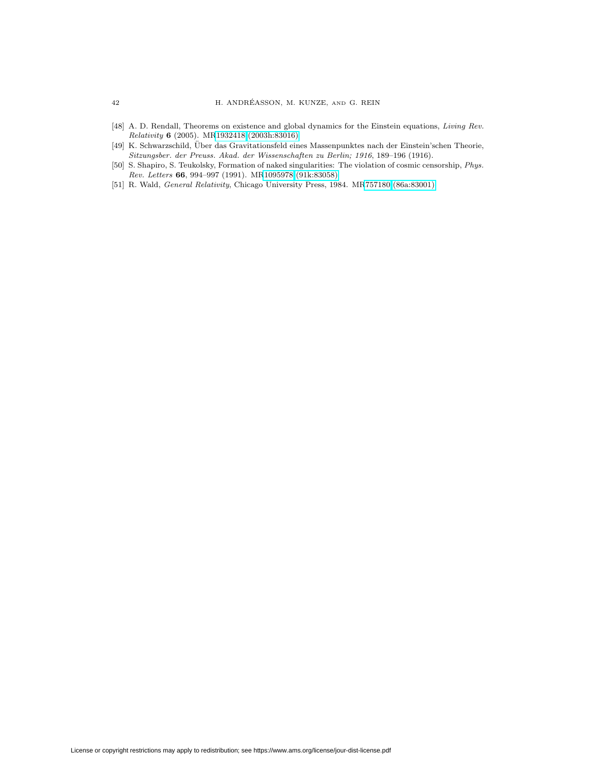[48] A. D. Rendall, Theorems on existence and global dynamics for the Einstein equations, *Living Rev. Relativity* **6** (2005). MR1932418 (2003h:83016)

[49] K. Schwarzschild, Über das Gravitationsfeld eines Massenpunktes nach der Einstein'schen Theorie, *Sitzungsber. der Preuss. Akad. der Wissenschaften zu Berlin; 1916*, 189–196 (1916).

[50] S. Shapiro, S. Teukolsky, Formation of naked singularities: The violation of cosmic censorship, *Phys. Rev. Letters* **66**, 994–997 (1991). MR1095978 (91k:83058)

[51] R. Wald, *General Relativity*, Chicago University Press, 1984. MR757180 (86a:83001)

License or copyright restrictions may apply to redistribution; see https://www.ams.org/license/jour-dist-license.pdf